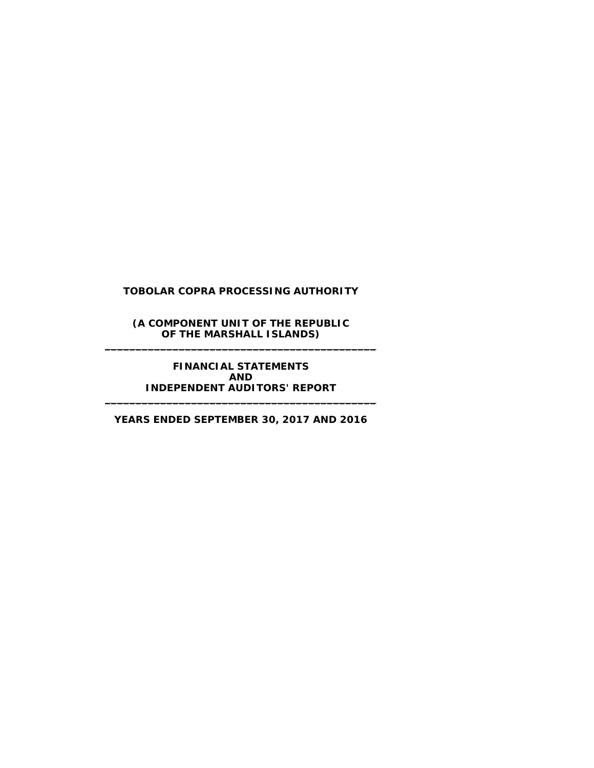# TOBOLAR COPRA PROCESSING AUTHORITY

**(A COMPONENT UNIT OF THE REPUBLIC OF THE MARSHALL ISLANDS)**

---

**FINANCIAL STATEMENTS AND INDEPENDENT AUDITORS' REPORT**

---

**YEARS ENDED SEPTEMBER 30, 2017 AND 2016**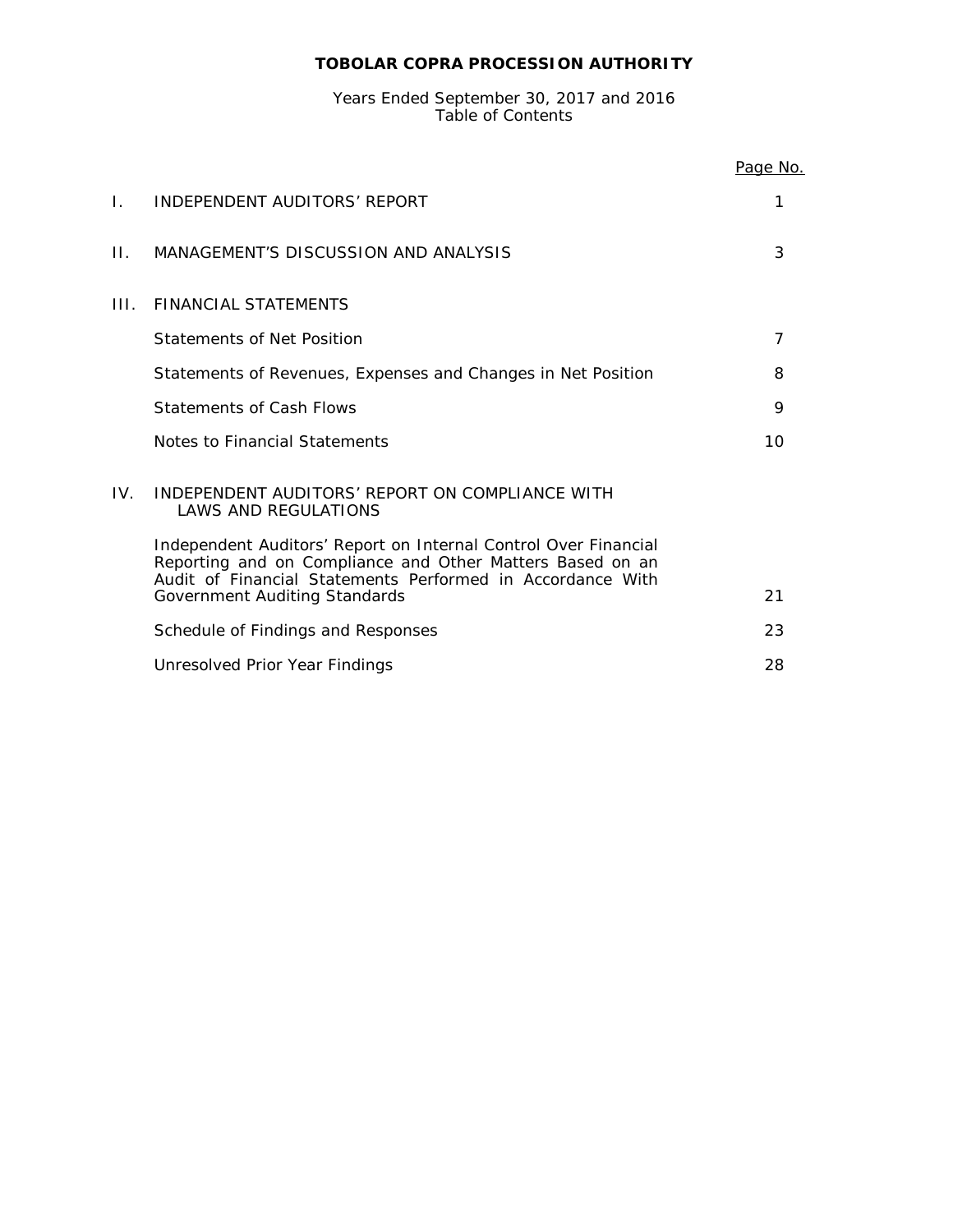# TOBOLAR COPRA PROCESSION AUTHORITY

Years Ended September 30, 2017 and 2016
Table of Contents

| | | Page No. |
|---|---|---|
| I. | INDEPENDENT AUDITORS' REPORT | 1 |
| II. | MANAGEMENT'S DISCUSSION AND ANALYSIS | 3 |
| III. | FINANCIAL STATEMENTS | |
| | Statements of Net Position | 7 |
| | Statements of Revenues, Expenses and Changes in Net Position | 8 |
| | Statements of Cash Flows | 9 |
| | Notes to Financial Statements | 10 |
| IV. | INDEPENDENT AUDITORS' REPORT ON COMPLIANCE WITH LAWS AND REGULATIONS | |
| | Independent Auditors' Report on Internal Control Over Financial Reporting and on Compliance and Other Matters Based on an Audit of Financial Statements Performed in Accordance With Government Auditing Standards | 21 |
| | Schedule of Findings and Responses | 23 |
| | Unresolved Prior Year Findings | 28 |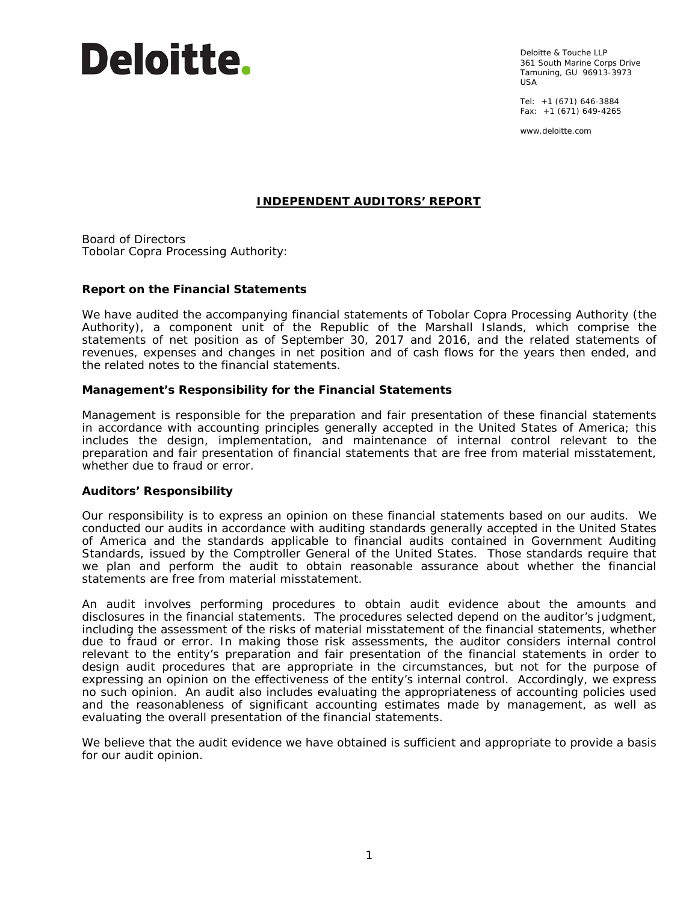Deloitte.

Deloitte & Touche LLP
361 South Marine Corps Drive
Tamuning, GU 96913-3973
USA

Tel: +1 (671) 646-3884
Fax: +1 (671) 649-4265

www.deloitte.com

# INDEPENDENT AUDITORS' REPORT

Board of Directors
Tobolar Copra Processing Authority:

## Report on the Financial Statements

We have audited the accompanying financial statements of Tobolar Copra Processing Authority (the Authority), a component unit of the Republic of the Marshall Islands, which comprise the statements of net position as of September 30, 2017 and 2016, and the related statements of revenues, expenses and changes in net position and of cash flows for the years then ended, and the related notes to the financial statements.

## Management's Responsibility for the Financial Statements

Management is responsible for the preparation and fair presentation of these financial statements in accordance with accounting principles generally accepted in the United States of America; this includes the design, implementation, and maintenance of internal control relevant to the preparation and fair presentation of financial statements that are free from material misstatement, whether due to fraud or error.

## Auditors' Responsibility

Our responsibility is to express an opinion on these financial statements based on our audits. We conducted our audits in accordance with auditing standards generally accepted in the United States of America and the standards applicable to financial audits contained in Government Auditing Standards, issued by the Comptroller General of the United States. Those standards require that we plan and perform the audit to obtain reasonable assurance about whether the financial statements are free from material misstatement.

An audit involves performing procedures to obtain audit evidence about the amounts and disclosures in the financial statements. The procedures selected depend on the auditor's judgment, including the assessment of the risks of material misstatement of the financial statements, whether due to fraud or error. In making those risk assessments, the auditor considers internal control relevant to the entity's preparation and fair presentation of the financial statements in order to design audit procedures that are appropriate in the circumstances, but not for the purpose of expressing an opinion on the effectiveness of the entity's internal control. Accordingly, we express no such opinion. An audit also includes evaluating the appropriateness of accounting policies used and the reasonableness of significant accounting estimates made by management, as well as evaluating the overall presentation of the financial statements.

We believe that the audit evidence we have obtained is sufficient and appropriate to provide a basis for our audit opinion.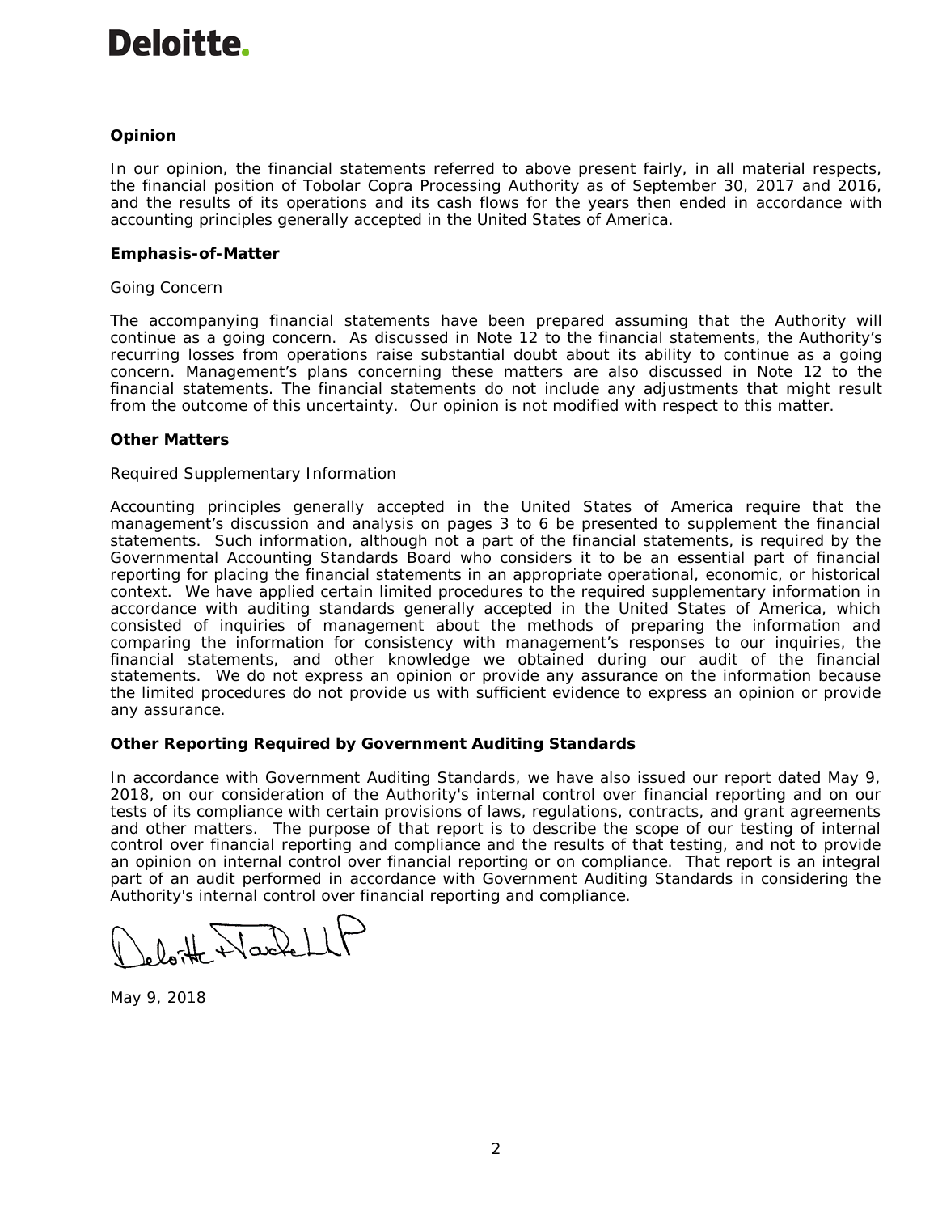**Opinion**

In our opinion, the financial statements referred to above present fairly, in all material respects, the financial position of Tobolar Copra Processing Authority as of September 30, 2017 and 2016, and the results of its operations and its cash flows for the years then ended in accordance with accounting principles generally accepted in the United States of America.

**Emphasis-of-Matter**

Going Concern

The accompanying financial statements have been prepared assuming that the Authority will continue as a going concern. As discussed in Note 12 to the financial statements, the Authority's recurring losses from operations raise substantial doubt about its ability to continue as a going concern. Management's plans concerning these matters are also discussed in Note 12 to the financial statements. The financial statements do not include any adjustments that might result from the outcome of this uncertainty. Our opinion is not modified with respect to this matter.

**Other Matters**

Required Supplementary Information

Accounting principles generally accepted in the United States of America require that the management's discussion and analysis on pages 3 to 6 be presented to supplement the financial statements. Such information, although not a part of the financial statements, is required by the Governmental Accounting Standards Board who considers it to be an essential part of financial reporting for placing the financial statements in an appropriate operational, economic, or historical context. We have applied certain limited procedures to the required supplementary information in accordance with auditing standards generally accepted in the United States of America, which consisted of inquiries of management about the methods of preparing the information and comparing the information for consistency with management's responses to our inquiries, the financial statements, and other knowledge we obtained during our audit of the financial statements. We do not express an opinion or provide any assurance on the information because the limited procedures do not provide us with sufficient evidence to express an opinion or provide any assurance.

**Other Reporting Required by Government Auditing Standards**

In accordance with Government Auditing Standards, we have also issued our report dated May 9, 2018, on our consideration of the Authority's internal control over financial reporting and on our tests of its compliance with certain provisions of laws, regulations, contracts, and grant agreements and other matters. The purpose of that report is to describe the scope of our testing of internal control over financial reporting and compliance and the results of that testing, and not to provide an opinion on internal control over financial reporting or on compliance. That report is an integral part of an audit performed in accordance with Government Auditing Standards in considering the Authority's internal control over financial reporting and compliance.

Deloitte & Touche LLP

May 9, 2018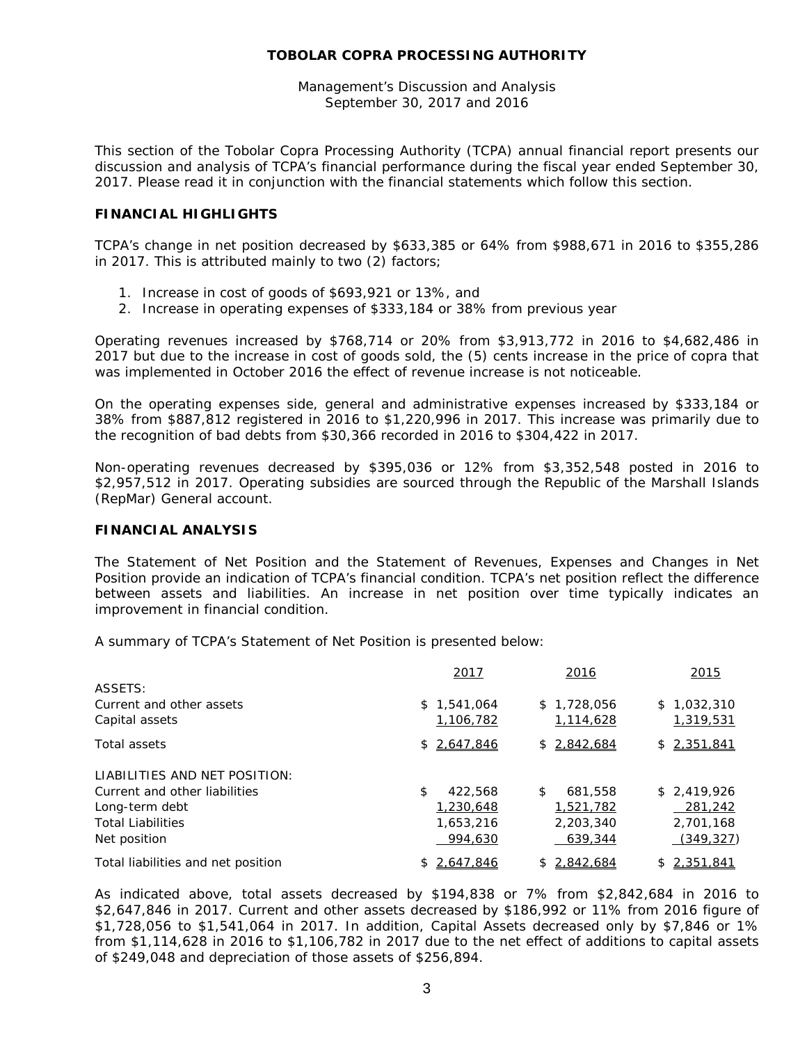# TOBOLAR COPRA PROCESSING AUTHORITY

Management's Discussion and Analysis
September 30, 2017 and 2016

This section of the Tobolar Copra Processing Authority (TCPA) annual financial report presents our discussion and analysis of TCPA's financial performance during the fiscal year ended September 30, 2017. Please read it in conjunction with the financial statements which follow this section.

## FINANCIAL HIGHLIGHTS

TCPA's change in net position decreased by $633,385 or 64% from $988,671 in 2016 to $355,286 in 2017. This is attributed mainly to two (2) factors;

1. Increase in cost of goods of $693,921 or 13%, and
2. Increase in operating expenses of $333,184 or 38% from previous year

Operating revenues increased by $768,714 or 20% from $3,913,772 in 2016 to $4,682,486 in 2017 but due to the increase in cost of goods sold, the (5) cents increase in the price of copra that was implemented in October 2016 the effect of revenue increase is not noticeable.

On the operating expenses side, general and administrative expenses increased by $333,184 or 38% from $887,812 registered in 2016 to $1,220,996 in 2017. This increase was primarily due to the recognition of bad debts from $30,366 recorded in 2016 to $304,422 in 2017.

Non-operating revenues decreased by $395,036 or 12% from $3,352,548 posted in 2016 to $2,957,512 in 2017. Operating subsidies are sourced through the Republic of the Marshall Islands (RepMar) General account.

## FINANCIAL ANALYSIS

The Statement of Net Position and the Statement of Revenues, Expenses and Changes in Net Position provide an indication of TCPA's financial condition. TCPA's net position reflect the difference between assets and liabilities. An increase in net position over time typically indicates an improvement in financial condition.

A summary of TCPA's Statement of Net Position is presented below:

| | 2017 | 2016 | 2015 |
|---|---|---|---|
| ASSETS: | | | |
| Current and other assets | $ 1,541,064 | $ 1,728,056 | $ 1,032,310 |
| Capital assets | 1,106,782 | 1,114,628 | 1,319,531 |
| Total assets | $ 2,647,846 | $ 2,842,684 | $ 2,351,841 |
| LIABILITIES AND NET POSITION: | | | |
| Current and other liabilities | $ 422,568 | $ 681,558 | $ 2,419,926 |
| Long-term debt | 1,230,648 | 1,521,782 | 281,242 |
| Total Liabilities | 1,653,216 | 2,203,340 | 2,701,168 |
| Net position | 994,630 | 639,344 | (349,327) |
| Total liabilities and net position | $ 2,647,846 | $ 2,842,684 | $ 2,351,841 |

As indicated above, total assets decreased by $194,838 or 7% from $2,842,684 in 2016 to $2,647,846 in 2017. Current and other assets decreased by $186,992 or 11% from 2016 figure of $1,728,056 to $1,541,064 in 2017. In addition, Capital Assets decreased only by $7,846 or 1% from $1,114,628 in 2016 to $1,106,782 in 2017 due to the net effect of additions to capital assets of $249,048 and depreciation of those assets of $256,894.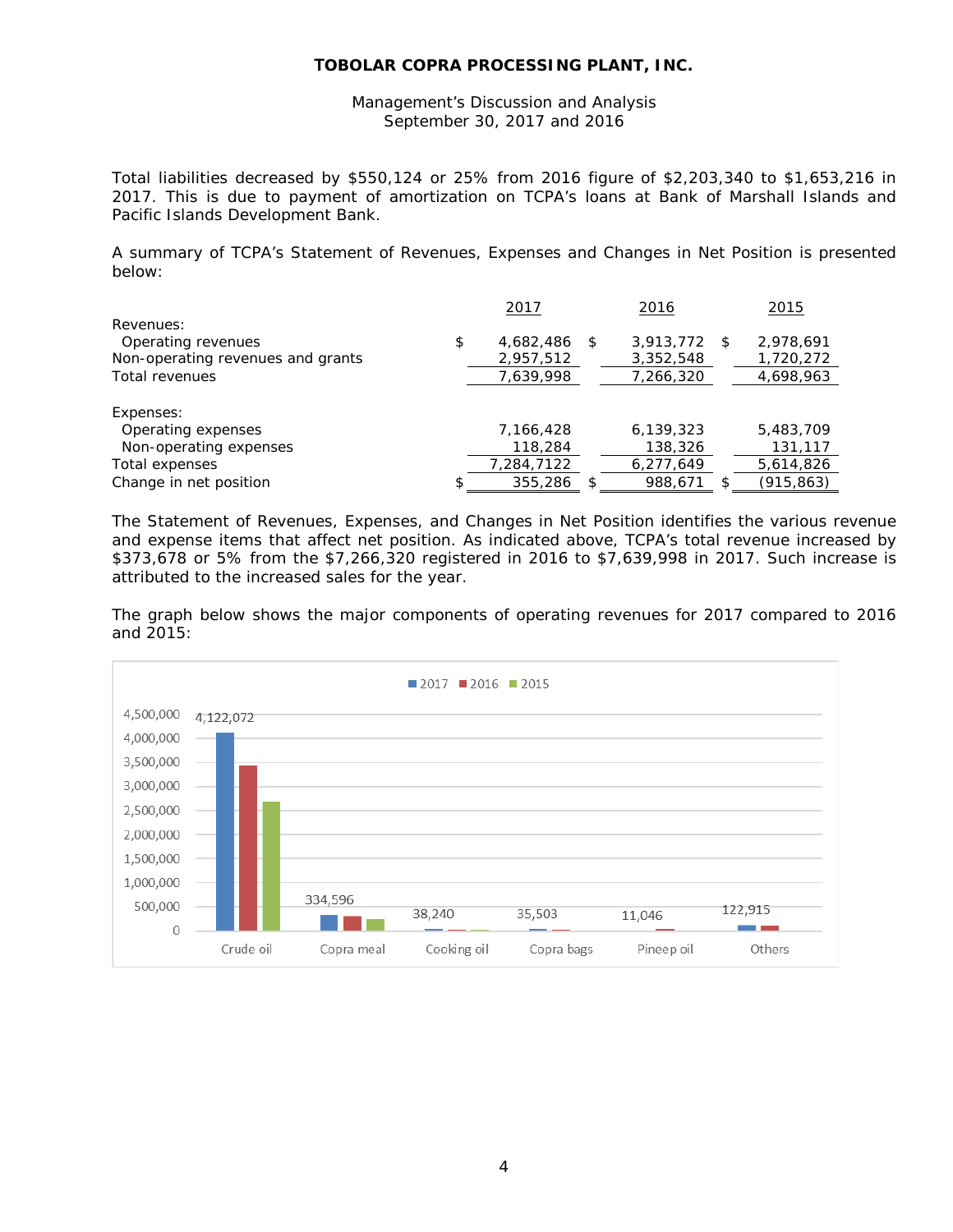Total liabilities decreased by $550,124 or 25% from 2016 figure of $2,203,340 to $1,653,216 in 2017. This is due to payment of amortization on TCPA's loans at Bank of Marshall Islands and Pacific Islands Development Bank.

A summary of TCPA's Statement of Revenues, Expenses and Changes in Net Position is presented below:

| | 2017 | 2016 | 2015 |
|---|---|---|---|
| Revenues: | | | |
| Operating revenues | $ 4,682,486 | $ 3,913,772 | $ 2,978,691 |
| Non-operating revenues and grants | 2,957,512 | 3,352,548 | 1,720,272 |
| Total revenues | 7,639,998 | 7,266,320 | 4,698,963 |
| | | | |
| Expenses: | | | |
| Operating expenses | 7,166,428 | 6,139,323 | 5,483,709 |
| Non-operating expenses | 118,284 | 138,326 | 131,117 |
| Total expenses | 7,284,7122 | 6,277,649 | 5,614,826 |
| Change in net position | $ 355,286 | $ 988,671 | $ (915,863) |

The Statement of Revenues, Expenses, and Changes in Net Position identifies the various revenue and expense items that affect net position. As indicated above, TCPA's total revenue increased by $373,678 or 5% from the $7,266,320 registered in 2016 to $7,639,998 in 2017. Such increase is attributed to the increased sales for the year.

The graph below shows the major components of operating revenues for 2017 compared to 2016 and 2015: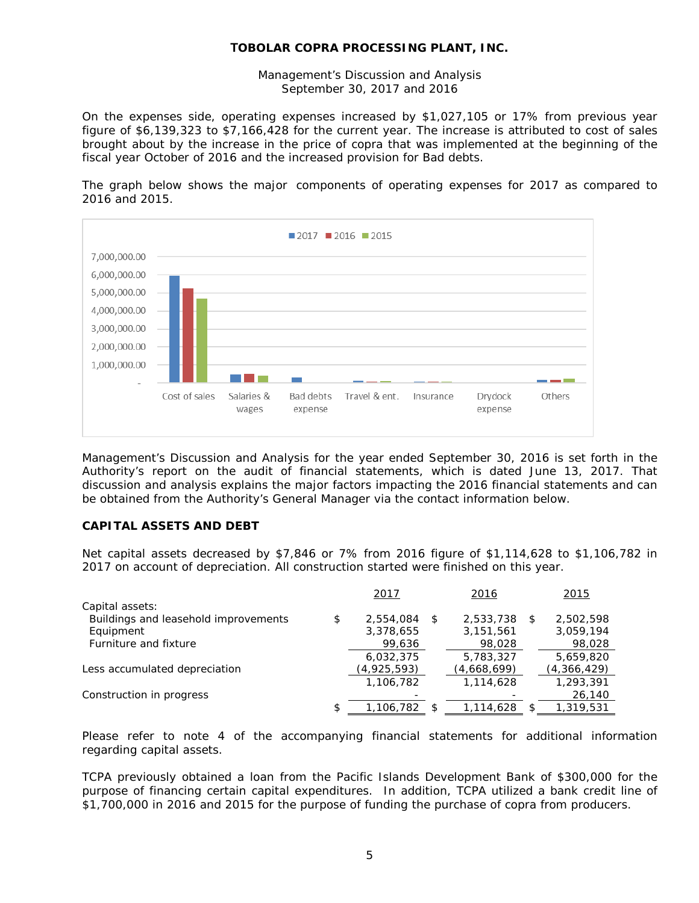On the expenses side, operating expenses increased by $1,027,105 or 17% from previous year figure of $6,139,323 to $7,166,428 for the current year. The increase is attributed to cost of sales brought about by the increase in the price of copra that was implemented at the beginning of the fiscal year October of 2016 and the increased provision for Bad debts.

The graph below shows the major components of operating expenses for 2017 as compared to 2016 and 2015.

Management's Discussion and Analysis for the year ended September 30, 2016 is set forth in the Authority's report on the audit of financial statements, which is dated June 13, 2017. That discussion and analysis explains the major factors impacting the 2016 financial statements and can be obtained from the Authority's General Manager via the contact information below.

## CAPITAL ASSETS AND DEBT

Net capital assets decreased by $7,846 or 7% from 2016 figure of $1,114,628 to $1,106,782 in 2017 on account of depreciation. All construction started were finished on this year.

| | 2017 | 2016 | 2015 |
|---|---|---|---|
| Capital assets: | | | |
| Buildings and leasehold improvements | $ 2,554,084 | $ 2,533,738 | $ 2,502,598 |
| Equipment | 3,378,655 | 3,151,561 | 3,059,194 |
| Furniture and fixture | 99,636 | 98,028 | 98,028 |
| | 6,032,375 | 5,783,327 | 5,659,820 |
| Less accumulated depreciation | (4,925,593) | (4,668,699) | (4,366,429) |
| | 1,106,782 | 1,114,628 | 1,293,391 |
| Construction in progress | - | - | 26,140 |
| | $ 1,106,782 | $ 1,114,628 | $ 1,319,531 |

Please refer to note 4 of the accompanying financial statements for additional information regarding capital assets.

TCPA previously obtained a loan from the Pacific Islands Development Bank of $300,000 for the purpose of financing certain capital expenditures. In addition, TCPA utilized a bank credit line of $1,700,000 in 2016 and 2015 for the purpose of funding the purchase of copra from producers.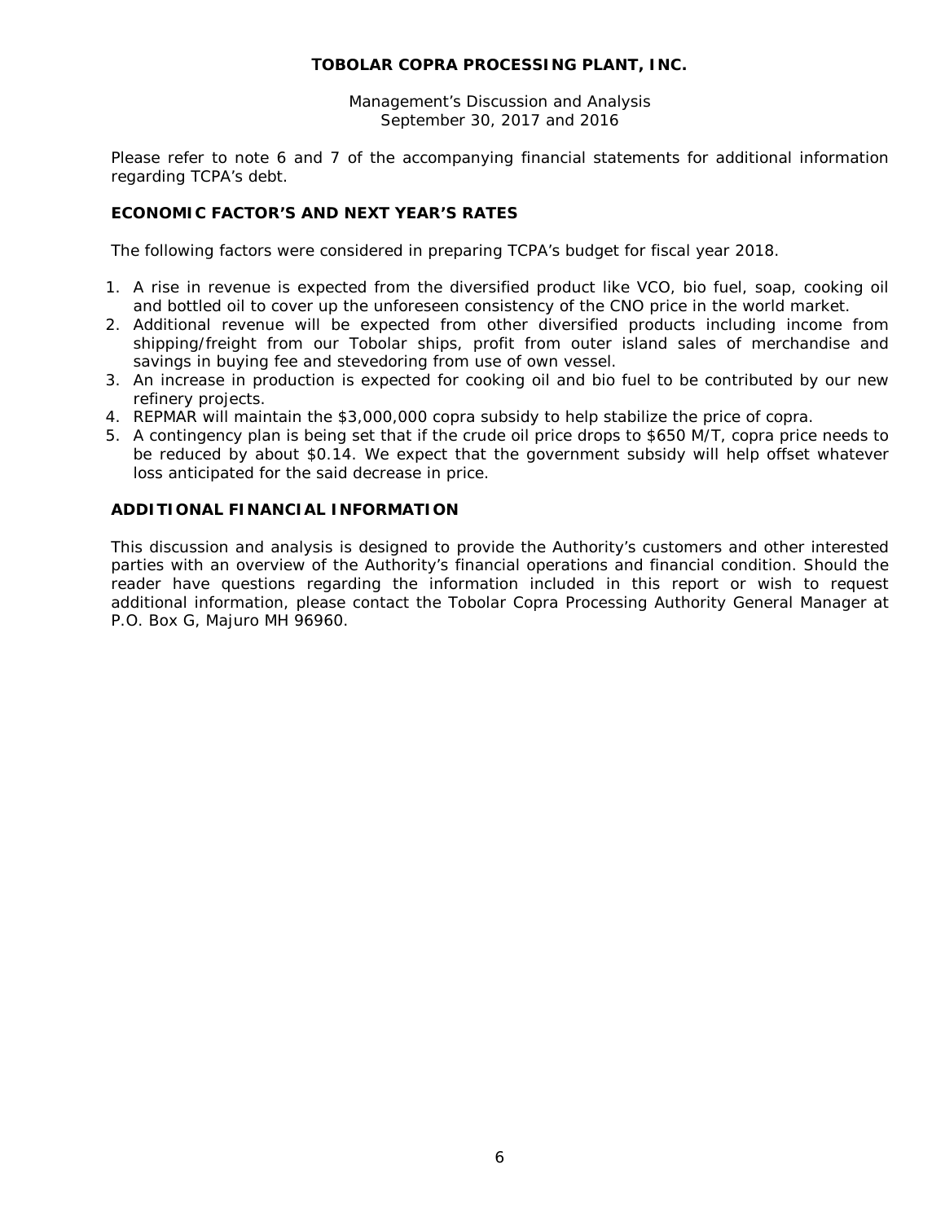Please refer to note 6 and 7 of the accompanying financial statements for additional information regarding TCPA's debt.

## ECONOMIC FACTOR'S AND NEXT YEAR'S RATES

The following factors were considered in preparing TCPA's budget for fiscal year 2018.

1. A rise in revenue is expected from the diversified product like VCO, bio fuel, soap, cooking oil and bottled oil to cover up the unforeseen consistency of the CNO price in the world market.
2. Additional revenue will be expected from other diversified products including income from shipping/freight from our Tobolar ships, profit from outer island sales of merchandise and savings in buying fee and stevedoring from use of own vessel.
3. An increase in production is expected for cooking oil and bio fuel to be contributed by our new refinery projects.
4. REPMAR will maintain the $3,000,000 copra subsidy to help stabilize the price of copra.
5. A contingency plan is being set that if the crude oil price drops to $650 M/T, copra price needs to be reduced by about $0.14. We expect that the government subsidy will help offset whatever loss anticipated for the said decrease in price.

## ADDITIONAL FINANCIAL INFORMATION

This discussion and analysis is designed to provide the Authority's customers and other interested parties with an overview of the Authority's financial operations and financial condition. Should the reader have questions regarding the information included in this report or wish to request additional information, please contact the Tobolar Copra Processing Authority General Manager at P.O. Box G, Majuro MH 96960.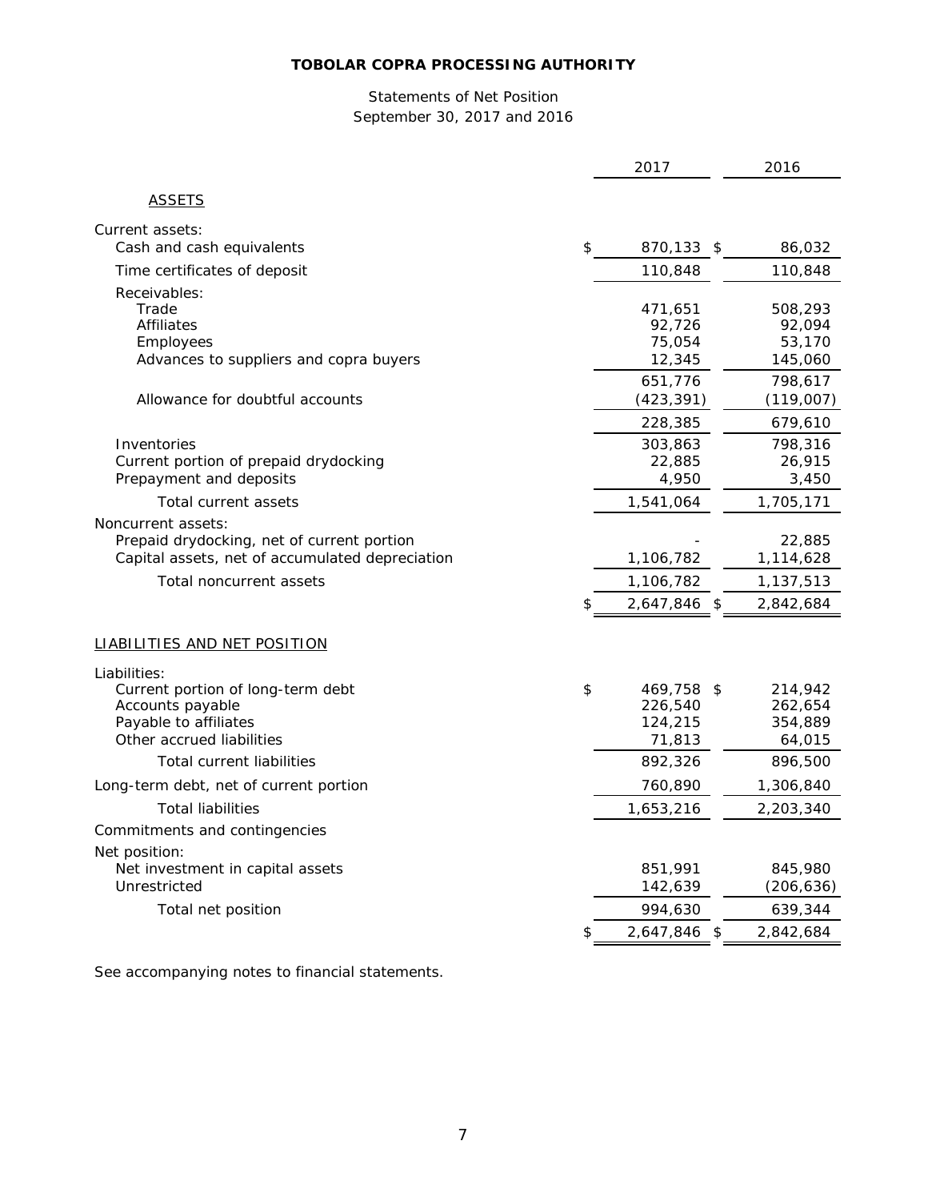**TOBOLAR COPRA PROCESSING AUTHORITY**

Statements of Net Position
September 30, 2017 and 2016

| | 2017 | 2016 |
|---|---|---|
| ASSETS | | |
| Current assets: | | |
| Cash and cash equivalents | $ 870,133 | $ 86,032 |
| Time certificates of deposit | 110,848 | 110,848 |
| Receivables: | | |
| Trade | 471,651 | 508,293 |
| Affiliates | 92,726 | 92,094 |
| Employees | 75,054 | 53,170 |
| Advances to suppliers and copra buyers | 12,345 | 145,060 |
| | 651,776 | 798,617 |
| Allowance for doubtful accounts | (423,391) | (119,007) |
| | 228,385 | 679,610 |
| Inventories | 303,863 | 798,316 |
| Current portion of prepaid drydocking | 22,885 | 26,915 |
| Prepayment and deposits | 4,950 | 3,450 |
| Total current assets | 1,541,064 | 1,705,171 |
| Noncurrent assets: | | |
| Prepaid drydocking, net of current portion | - | 22,885 |
| Capital assets, net of accumulated depreciation | 1,106,782 | 1,114,628 |
| Total noncurrent assets | 1,106,782 | 1,137,513 |
| | $ 2,647,846 | $ 2,842,684 |
| LIABILITIES AND NET POSITION | | |
| Liabilities: | | |
| Current portion of long-term debt | $ 469,758 | $ 214,942 |
| Accounts payable | 226,540 | 262,654 |
| Payable to affiliates | 124,215 | 354,889 |
| Other accrued liabilities | 71,813 | 64,015 |
| Total current liabilities | 892,326 | 896,500 |
| Long-term debt, net of current portion | 760,890 | 1,306,840 |
| Total liabilities | 1,653,216 | 2,203,340 |
| Commitments and contingencies | | |
| Net position: | | |
| Net investment in capital assets | 851,991 | 845,980 |
| Unrestricted | 142,639 | (206,636) |
| Total net position | 994,630 | 639,344 |
| | $ 2,647,846 | $ 2,842,684 |

See accompanying notes to financial statements.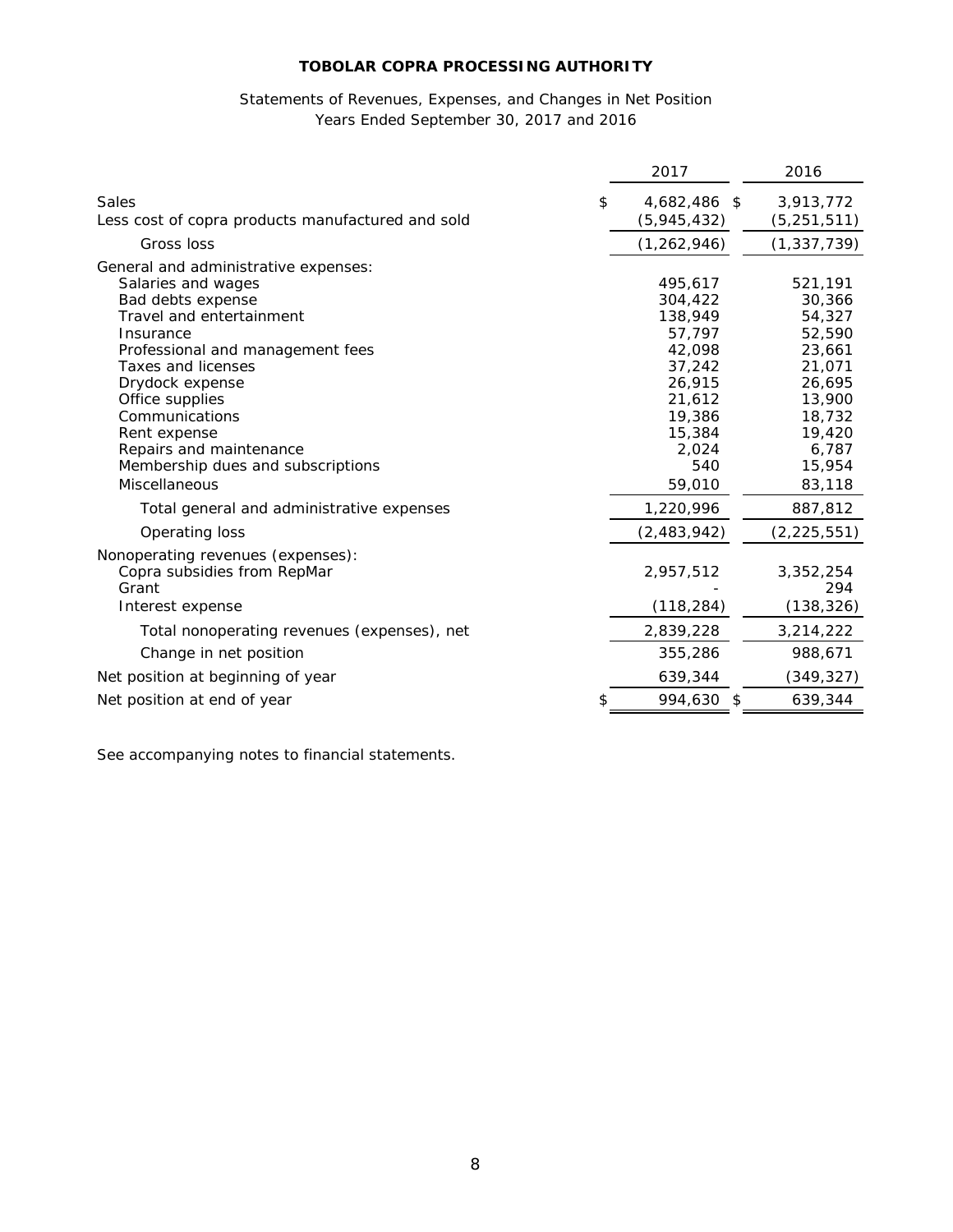**TOBOLAR COPRA PROCESSING AUTHORITY**

Statements of Revenues, Expenses, and Changes in Net Position
Years Ended September 30, 2017 and 2016

| | 2017 | 2016 |
|---|---|---|
| Sales | $ 4,682,486 | $ 3,913,772 |
| Less cost of copra products manufactured and sold | (5,945,432) | (5,251,511) |
| Gross loss | (1,262,946) | (1,337,739) |
| General and administrative expenses: | | |
| Salaries and wages | 495,617 | 521,191 |
| Bad debts expense | 304,422 | 30,366 |
| Travel and entertainment | 138,949 | 54,327 |
| Insurance | 57,797 | 52,590 |
| Professional and management fees | 42,098 | 23,661 |
| Taxes and licenses | 37,242 | 21,071 |
| Drydock expense | 26,915 | 26,695 |
| Office supplies | 21,612 | 13,900 |
| Communications | 19,386 | 18,732 |
| Rent expense | 15,384 | 19,420 |
| Repairs and maintenance | 2,024 | 6,787 |
| Membership dues and subscriptions | 540 | 15,954 |
| Miscellaneous | 59,010 | 83,118 |
| Total general and administrative expenses | 1,220,996 | 887,812 |
| Operating loss | (2,483,942) | (2,225,551) |
| Nonoperating revenues (expenses): | | |
| Copra subsidies from RepMar | 2,957,512 | 3,352,254 |
| Grant | - | 294 |
| Interest expense | (118,284) | (138,326) |
| Total nonoperating revenues (expenses), net | 2,839,228 | 3,214,222 |
| Change in net position | 355,286 | 988,671 |
| Net position at beginning of year | 639,344 | (349,327) |
| Net position at end of year | $ 994,630 | $ 639,344 |

See accompanying notes to financial statements.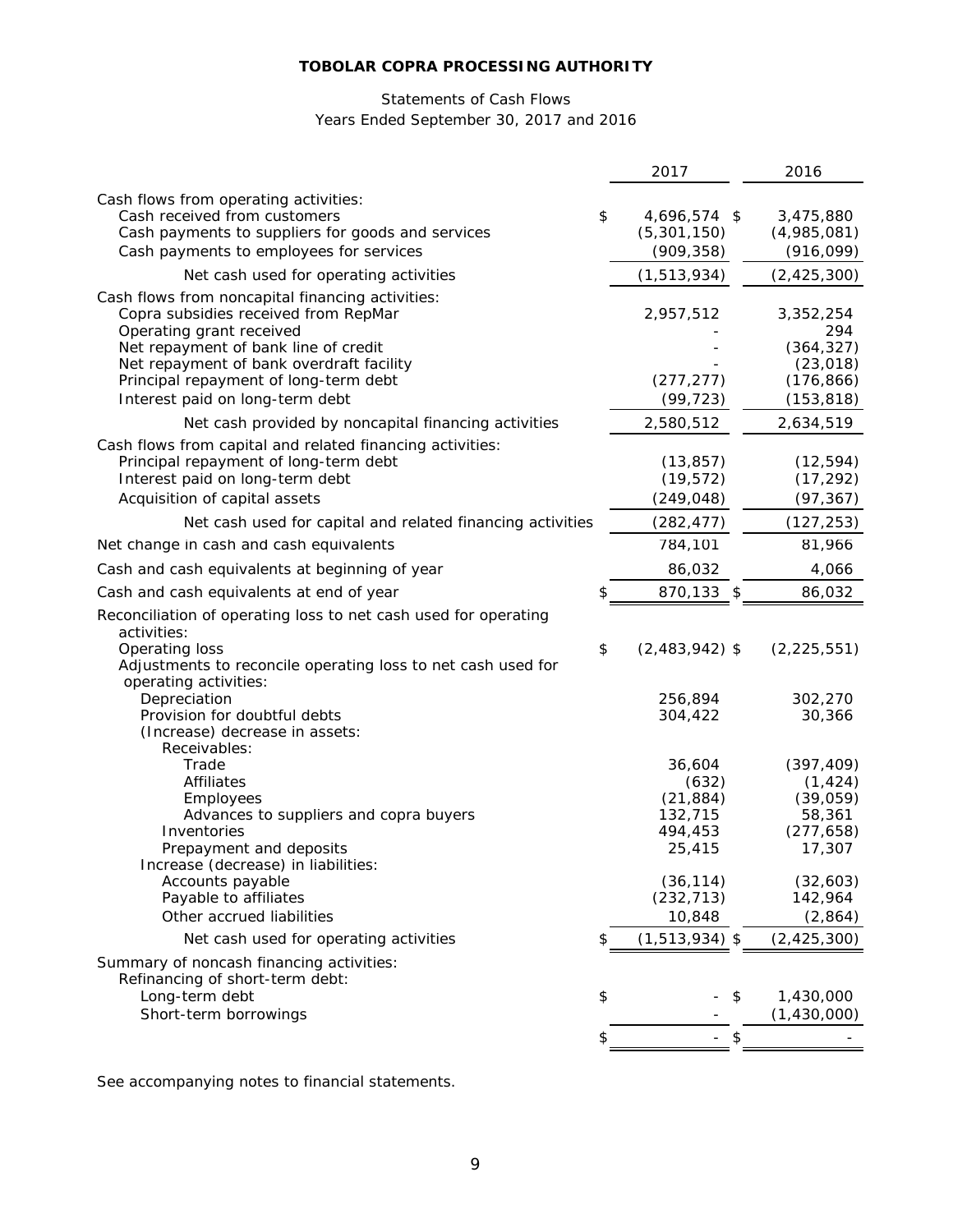**TOBOLAR COPRA PROCESSING AUTHORITY**

Statements of Cash Flows
Years Ended September 30, 2017 and 2016

| | 2017 | 2016 |
|---|---|---|
| Cash flows from operating activities: | | |
| Cash received from customers | $ 4,696,574 | $ 3,475,880 |
| Cash payments to suppliers for goods and services | (5,301,150) | (4,985,081) |
| Cash payments to employees for services | (909,358) | (916,099) |
| Net cash used for operating activities | (1,513,934) | (2,425,300) |
| Cash flows from noncapital financing activities: | | |
| Copra subsidies received from RepMar | 2,957,512 | 3,352,254 |
| Operating grant received | - | 294 |
| Net repayment of bank line of credit | - | (364,327) |
| Net repayment of bank overdraft facility | - | (23,018) |
| Principal repayment of long-term debt | (277,277) | (176,866) |
| Interest paid on long-term debt | (99,723) | (153,818) |
| Net cash provided by noncapital financing activities | 2,580,512 | 2,634,519 |
| Cash flows from capital and related financing activities: | | |
| Principal repayment of long-term debt | (13,857) | (12,594) |
| Interest paid on long-term debt | (19,572) | (17,292) |
| Acquisition of capital assets | (249,048) | (97,367) |
| Net cash used for capital and related financing activities | (282,477) | (127,253) |
| Net change in cash and cash equivalents | 784,101 | 81,966 |
| Cash and cash equivalents at beginning of year | 86,032 | 4,066 |
| Cash and cash equivalents at end of year | $ 870,133 | $ 86,032 |
| Reconciliation of operating loss to net cash used for operating activities: | | |
| Operating loss | $ (2,483,942) | $ (2,225,551) |
| Adjustments to reconcile operating loss to net cash used for operating activities: | | |
| Depreciation | 256,894 | 302,270 |
| Provision for doubtful debts | 304,422 | 30,366 |
| (Increase) decrease in assets: | | |
| Receivables: | | |
| Trade | 36,604 | (397,409) |
| Affiliates | (632) | (1,424) |
| Employees | (21,884) | (39,059) |
| Advances to suppliers and copra buyers | 132,715 | 58,361 |
| Inventories | 494,453 | (277,658) |
| Prepayment and deposits | 25,415 | 17,307 |
| Increase (decrease) in liabilities: | | |
| Accounts payable | (36,114) | (32,603) |
| Payable to affiliates | (232,713) | 142,964 |
| Other accrued liabilities | 10,848 | (2,864) |
| Net cash used for operating activities | $ (1,513,934) | $ (2,425,300) |
| Summary of noncash financing activities: | | |
| Refinancing of short-term debt: | | |
| Long-term debt | $ - | $ 1,430,000 |
| Short-term borrowings | - | (1,430,000) |
| | $ - | $ - |

See accompanying notes to financial statements.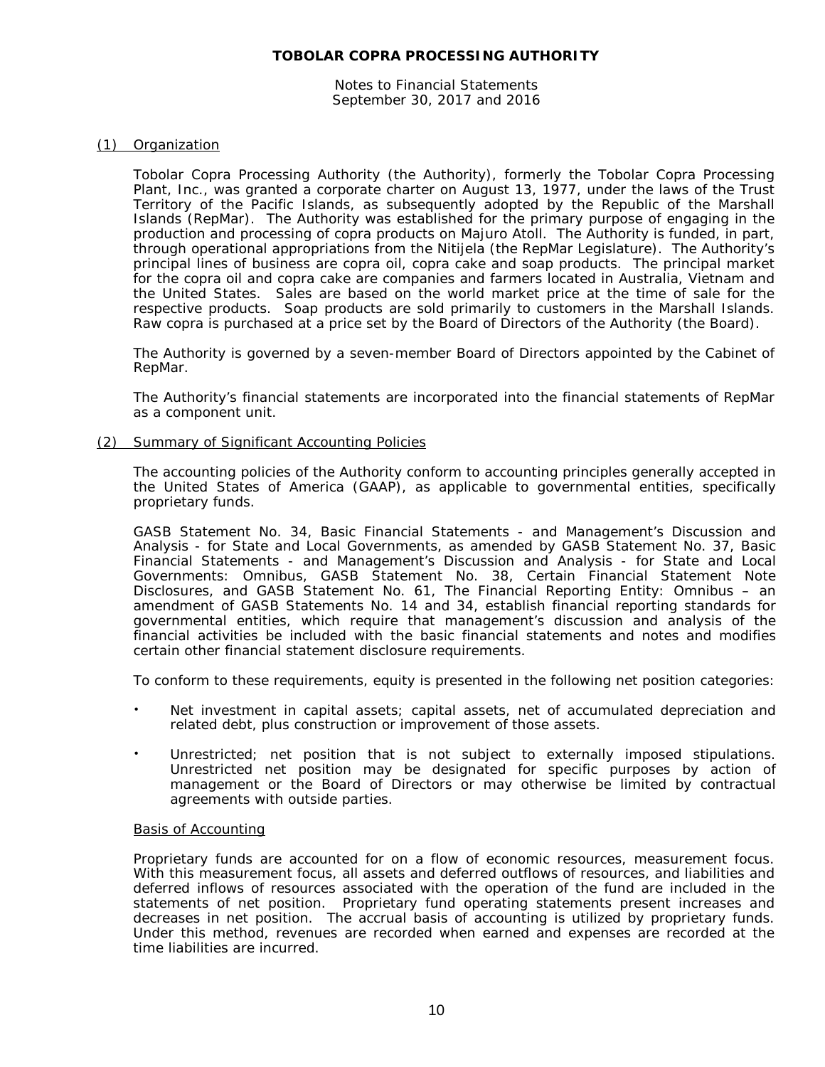# TOBOLAR COPRA PROCESSING AUTHORITY

Notes to Financial Statements
September 30, 2017 and 2016

## (1) Organization

Tobolar Copra Processing Authority (the Authority), formerly the Tobolar Copra Processing Plant, Inc., was granted a corporate charter on August 13, 1977, under the laws of the Trust Territory of the Pacific Islands, as subsequently adopted by the Republic of the Marshall Islands (RepMar). The Authority was established for the primary purpose of engaging in the production and processing of copra products on Majuro Atoll. The Authority is funded, in part, through operational appropriations from the Nitijela (the RepMar Legislature). The Authority's principal lines of business are copra oil, copra cake and soap products. The principal market for the copra oil and copra cake are companies and farmers located in Australia, Vietnam and the United States. Sales are based on the world market price at the time of sale for the respective products. Soap products are sold primarily to customers in the Marshall Islands. Raw copra is purchased at a price set by the Board of Directors of the Authority (the Board).

The Authority is governed by a seven-member Board of Directors appointed by the Cabinet of RepMar.

The Authority's financial statements are incorporated into the financial statements of RepMar as a component unit.

## (2) Summary of Significant Accounting Policies

The accounting policies of the Authority conform to accounting principles generally accepted in the United States of America (GAAP), as applicable to governmental entities, specifically proprietary funds.

GASB Statement No. 34, Basic Financial Statements - and Management's Discussion and Analysis - for State and Local Governments, as amended by GASB Statement No. 37, Basic Financial Statements - and Management's Discussion and Analysis - for State and Local Governments: Omnibus, GASB Statement No. 38, Certain Financial Statement Note Disclosures, and GASB Statement No. 61, The Financial Reporting Entity: Omnibus – an amendment of GASB Statements No. 14 and 34, establish financial reporting standards for governmental entities, which require that management's discussion and analysis of the financial activities be included with the basic financial statements and notes and modifies certain other financial statement disclosure requirements.

To conform to these requirements, equity is presented in the following net position categories:

- Net investment in capital assets; capital assets, net of accumulated depreciation and related debt, plus construction or improvement of those assets.
- Unrestricted; net position that is not subject to externally imposed stipulations. Unrestricted net position may be designated for specific purposes by action of management or the Board of Directors or may otherwise be limited by contractual agreements with outside parties.

### Basis of Accounting

Proprietary funds are accounted for on a flow of economic resources, measurement focus. With this measurement focus, all assets and deferred outflows of resources, and liabilities and deferred inflows of resources associated with the operation of the fund are included in the statements of net position. Proprietary fund operating statements present increases and decreases in net position. The accrual basis of accounting is utilized by proprietary funds. Under this method, revenues are recorded when earned and expenses are recorded at the time liabilities are incurred.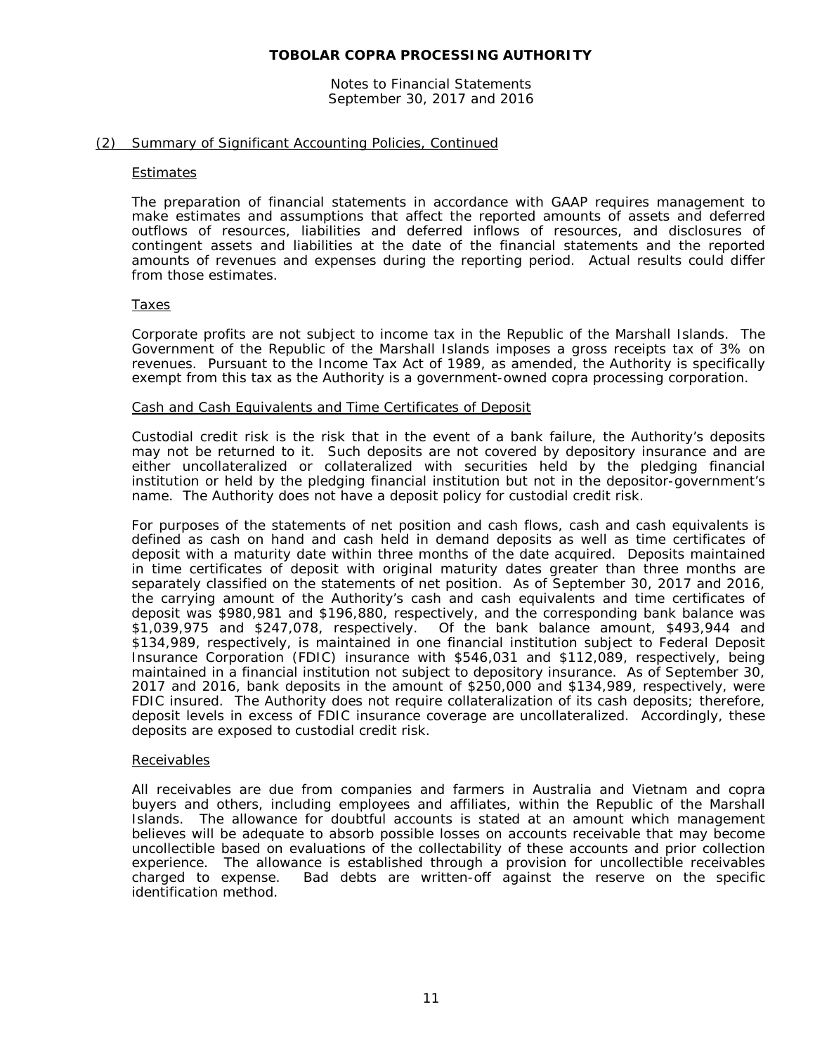## (2) Summary of Significant Accounting Policies, Continued

### Estimates

The preparation of financial statements in accordance with GAAP requires management to make estimates and assumptions that affect the reported amounts of assets and deferred outflows of resources, liabilities and deferred inflows of resources, and disclosures of contingent assets and liabilities at the date of the financial statements and the reported amounts of revenues and expenses during the reporting period. Actual results could differ from those estimates.

### Taxes

Corporate profits are not subject to income tax in the Republic of the Marshall Islands. The Government of the Republic of the Marshall Islands imposes a gross receipts tax of 3% on revenues. Pursuant to the Income Tax Act of 1989, as amended, the Authority is specifically exempt from this tax as the Authority is a government-owned copra processing corporation.

### Cash and Cash Equivalents and Time Certificates of Deposit

Custodial credit risk is the risk that in the event of a bank failure, the Authority's deposits may not be returned to it. Such deposits are not covered by depository insurance and are either uncollateralized or collateralized with securities held by the pledging financial institution or held by the pledging financial institution but not in the depositor-government's name. The Authority does not have a deposit policy for custodial credit risk.

For purposes of the statements of net position and cash flows, cash and cash equivalents is defined as cash on hand and cash held in demand deposits as well as time certificates of deposit with a maturity date within three months of the date acquired. Deposits maintained in time certificates of deposit with original maturity dates greater than three months are separately classified on the statements of net position. As of September 30, 2017 and 2016, the carrying amount of the Authority's cash and cash equivalents and time certificates of deposit was $980,981 and $196,880, respectively, and the corresponding bank balance was $1,039,975 and $247,078, respectively. Of the bank balance amount, $493,944 and $134,989, respectively, is maintained in one financial institution subject to Federal Deposit Insurance Corporation (FDIC) insurance with $546,031 and $112,089, respectively, being maintained in a financial institution not subject to depository insurance. As of September 30, 2017 and 2016, bank deposits in the amount of $250,000 and $134,989, respectively, were FDIC insured. The Authority does not require collateralization of its cash deposits; therefore, deposit levels in excess of FDIC insurance coverage are uncollateralized. Accordingly, these deposits are exposed to custodial credit risk.

### Receivables

All receivables are due from companies and farmers in Australia and Vietnam and copra buyers and others, including employees and affiliates, within the Republic of the Marshall Islands. The allowance for doubtful accounts is stated at an amount which management believes will be adequate to absorb possible losses on accounts receivable that may become uncollectible based on evaluations of the collectability of these accounts and prior collection experience. The allowance is established through a provision for uncollectible receivables charged to expense. Bad debts are written-off against the reserve on the specific identification method.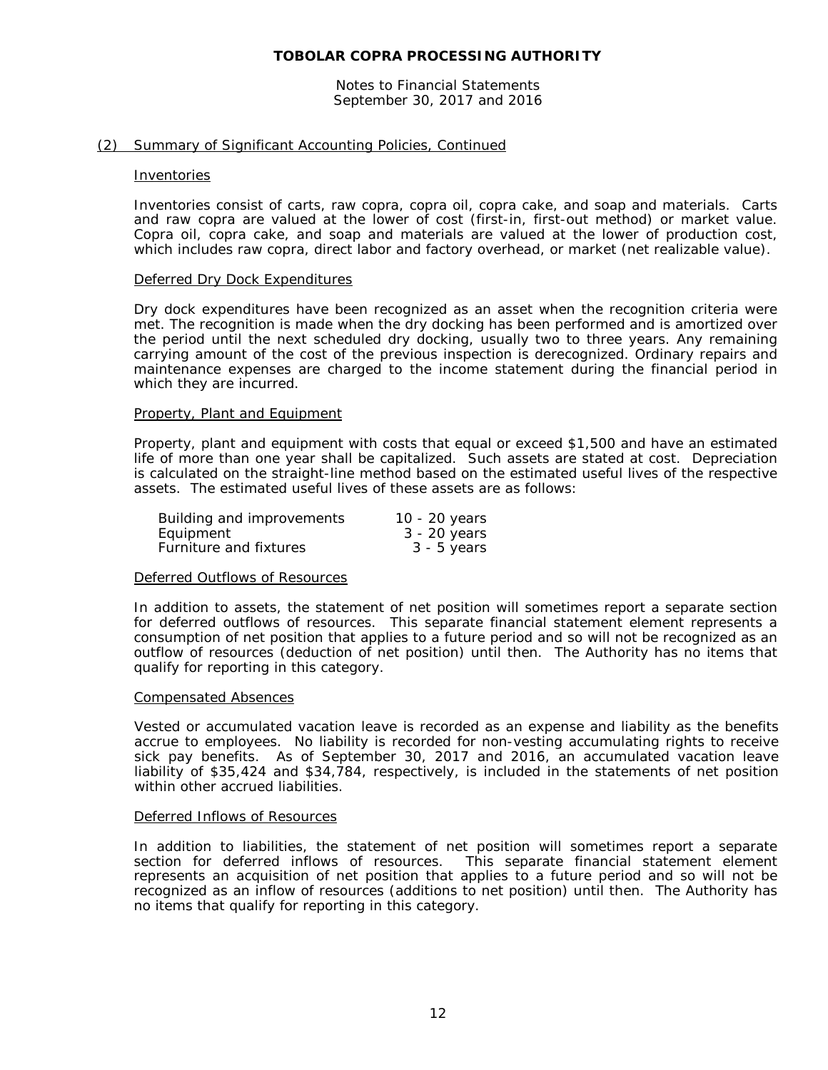## (2) Summary of Significant Accounting Policies, Continued

### Inventories

Inventories consist of carts, raw copra, copra oil, copra cake, and soap and materials. Carts and raw copra are valued at the lower of cost (first-in, first-out method) or market value. Copra oil, copra cake, and soap and materials are valued at the lower of production cost, which includes raw copra, direct labor and factory overhead, or market (net realizable value).

### Deferred Dry Dock Expenditures

Dry dock expenditures have been recognized as an asset when the recognition criteria were met. The recognition is made when the dry docking has been performed and is amortized over the period until the next scheduled dry docking, usually two to three years. Any remaining carrying amount of the cost of the previous inspection is derecognized. Ordinary repairs and maintenance expenses are charged to the income statement during the financial period in which they are incurred.

### Property, Plant and Equipment

Property, plant and equipment with costs that equal or exceed $1,500 and have an estimated life of more than one year shall be capitalized. Such assets are stated at cost. Depreciation is calculated on the straight-line method based on the estimated useful lives of the respective assets. The estimated useful lives of these assets are as follows:

| | |
|---|---|
| Building and improvements | 10 - 20 years |
| Equipment | 3 - 20 years |
| Furniture and fixtures | 3 - 5 years |

### Deferred Outflows of Resources

In addition to assets, the statement of net position will sometimes report a separate section for deferred outflows of resources. This separate financial statement element represents a consumption of net position that applies to a future period and so will not be recognized as an outflow of resources (deduction of net position) until then. The Authority has no items that qualify for reporting in this category.

### Compensated Absences

Vested or accumulated vacation leave is recorded as an expense and liability as the benefits accrue to employees. No liability is recorded for non-vesting accumulating rights to receive sick pay benefits. As of September 30, 2017 and 2016, an accumulated vacation leave liability of $35,424 and $34,784, respectively, is included in the statements of net position within other accrued liabilities.

### Deferred Inflows of Resources

In addition to liabilities, the statement of net position will sometimes report a separate section for deferred inflows of resources. This separate financial statement element represents an acquisition of net position that applies to a future period and so will not be recognized as an inflow of resources (additions to net position) until then. The Authority has no items that qualify for reporting in this category.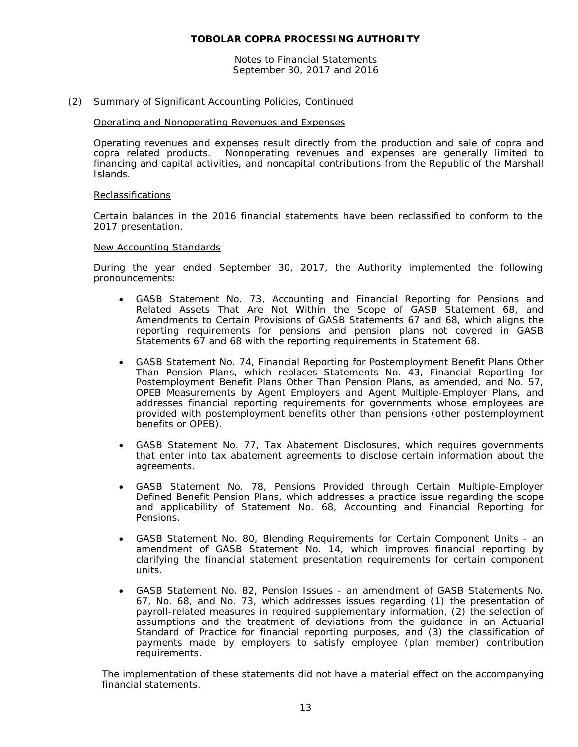## (2) Summary of Significant Accounting Policies, Continued

### Operating and Nonoperating Revenues and Expenses

Operating revenues and expenses result directly from the production and sale of copra and copra related products. Nonoperating revenues and expenses are generally limited to financing and capital activities, and noncapital contributions from the Republic of the Marshall Islands.

### Reclassifications

Certain balances in the 2016 financial statements have been reclassified to conform to the 2017 presentation.

### New Accounting Standards

During the year ended September 30, 2017, the Authority implemented the following pronouncements:

- GASB Statement No. 73, Accounting and Financial Reporting for Pensions and Related Assets That Are Not Within the Scope of GASB Statement 68, and Amendments to Certain Provisions of GASB Statements 67 and 68, which aligns the reporting requirements for pensions and pension plans not covered in GASB Statements 67 and 68 with the reporting requirements in Statement 68.

- GASB Statement No. 74, Financial Reporting for Postemployment Benefit Plans Other Than Pension Plans, which replaces Statements No. 43, Financial Reporting for Postemployment Benefit Plans Other Than Pension Plans, as amended, and No. 57, OPEB Measurements by Agent Employers and Agent Multiple-Employer Plans, and addresses financial reporting requirements for governments whose employees are provided with postemployment benefits other than pensions (other postemployment benefits or OPEB).

- GASB Statement No. 77, Tax Abatement Disclosures, which requires governments that enter into tax abatement agreements to disclose certain information about the agreements.

- GASB Statement No. 78, Pensions Provided through Certain Multiple-Employer Defined Benefit Pension Plans, which addresses a practice issue regarding the scope and applicability of Statement No. 68, Accounting and Financial Reporting for Pensions.

- GASB Statement No. 80, Blending Requirements for Certain Component Units - an amendment of GASB Statement No. 14, which improves financial reporting by clarifying the financial statement presentation requirements for certain component units.

- GASB Statement No. 82, Pension Issues - an amendment of GASB Statements No. 67, No. 68, and No. 73, which addresses issues regarding (1) the presentation of payroll-related measures in required supplementary information, (2) the selection of assumptions and the treatment of deviations from the guidance in an Actuarial Standard of Practice for financial reporting purposes, and (3) the classification of payments made by employers to satisfy employee (plan member) contribution requirements.

The implementation of these statements did not have a material effect on the accompanying financial statements.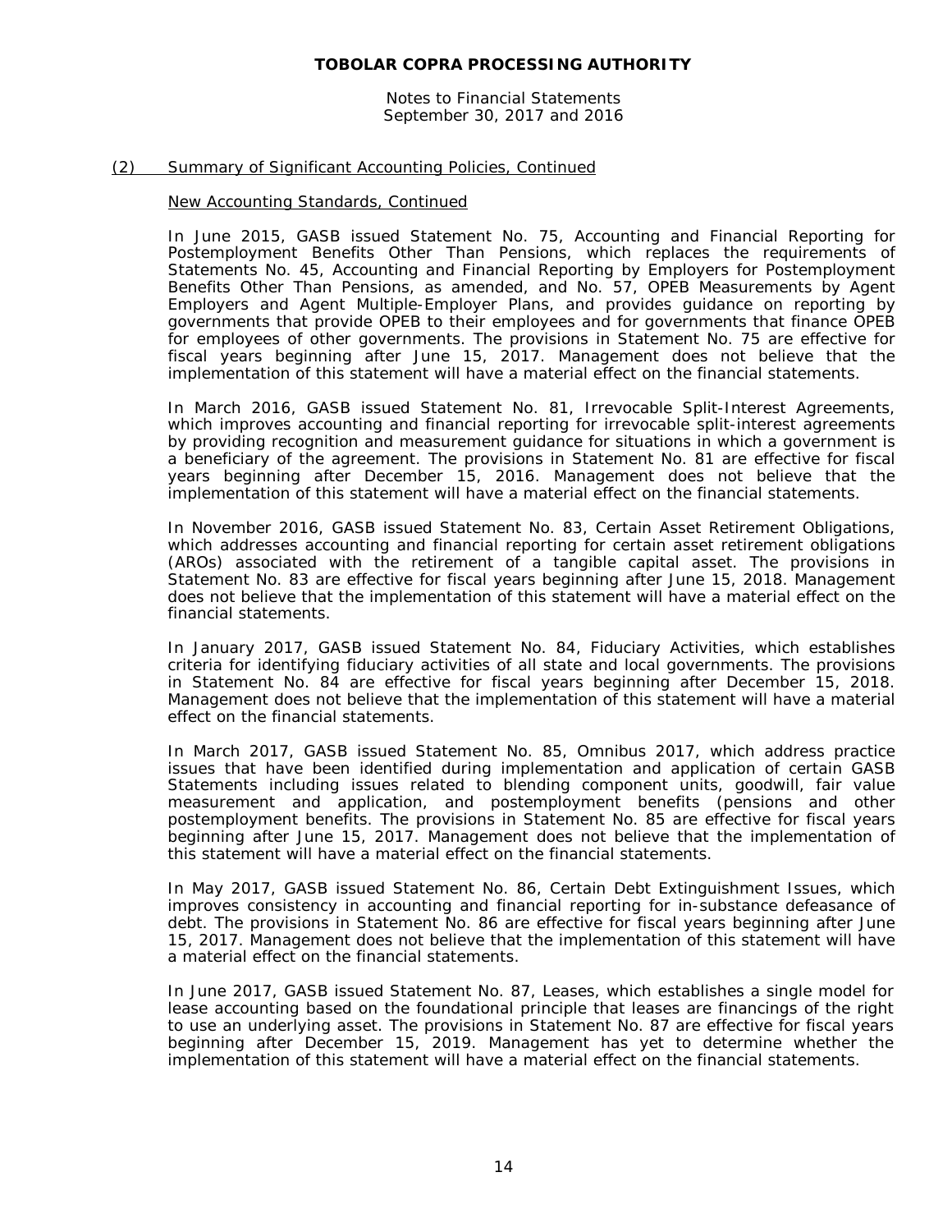## (2) Summary of Significant Accounting Policies, Continued

### New Accounting Standards, Continued

In June 2015, GASB issued Statement No. 75, Accounting and Financial Reporting for Postemployment Benefits Other Than Pensions, which replaces the requirements of Statements No. 45, Accounting and Financial Reporting by Employers for Postemployment Benefits Other Than Pensions, as amended, and No. 57, OPEB Measurements by Agent Employers and Agent Multiple-Employer Plans, and provides guidance on reporting by governments that provide OPEB to their employees and for governments that finance OPEB for employees of other governments. The provisions in Statement No. 75 are effective for fiscal years beginning after June 15, 2017. Management does not believe that the implementation of this statement will have a material effect on the financial statements.

In March 2016, GASB issued Statement No. 81, Irrevocable Split-Interest Agreements, which improves accounting and financial reporting for irrevocable split-interest agreements by providing recognition and measurement guidance for situations in which a government is a beneficiary of the agreement. The provisions in Statement No. 81 are effective for fiscal years beginning after December 15, 2016. Management does not believe that the implementation of this statement will have a material effect on the financial statements.

In November 2016, GASB issued Statement No. 83, Certain Asset Retirement Obligations, which addresses accounting and financial reporting for certain asset retirement obligations (AROs) associated with the retirement of a tangible capital asset. The provisions in Statement No. 83 are effective for fiscal years beginning after June 15, 2018. Management does not believe that the implementation of this statement will have a material effect on the financial statements.

In January 2017, GASB issued Statement No. 84, Fiduciary Activities, which establishes criteria for identifying fiduciary activities of all state and local governments. The provisions in Statement No. 84 are effective for fiscal years beginning after December 15, 2018. Management does not believe that the implementation of this statement will have a material effect on the financial statements.

In March 2017, GASB issued Statement No. 85, Omnibus 2017, which address practice issues that have been identified during implementation and application of certain GASB Statements including issues related to blending component units, goodwill, fair value measurement and application, and postemployment benefits (pensions and other postemployment benefits. The provisions in Statement No. 85 are effective for fiscal years beginning after June 15, 2017. Management does not believe that the implementation of this statement will have a material effect on the financial statements.

In May 2017, GASB issued Statement No. 86, Certain Debt Extinguishment Issues, which improves consistency in accounting and financial reporting for in-substance defeasance of debt. The provisions in Statement No. 86 are effective for fiscal years beginning after June 15, 2017. Management does not believe that the implementation of this statement will have a material effect on the financial statements.

In June 2017, GASB issued Statement No. 87, Leases, which establishes a single model for lease accounting based on the foundational principle that leases are financings of the right to use an underlying asset. The provisions in Statement No. 87 are effective for fiscal years beginning after December 15, 2019. Management has yet to determine whether the implementation of this statement will have a material effect on the financial statements.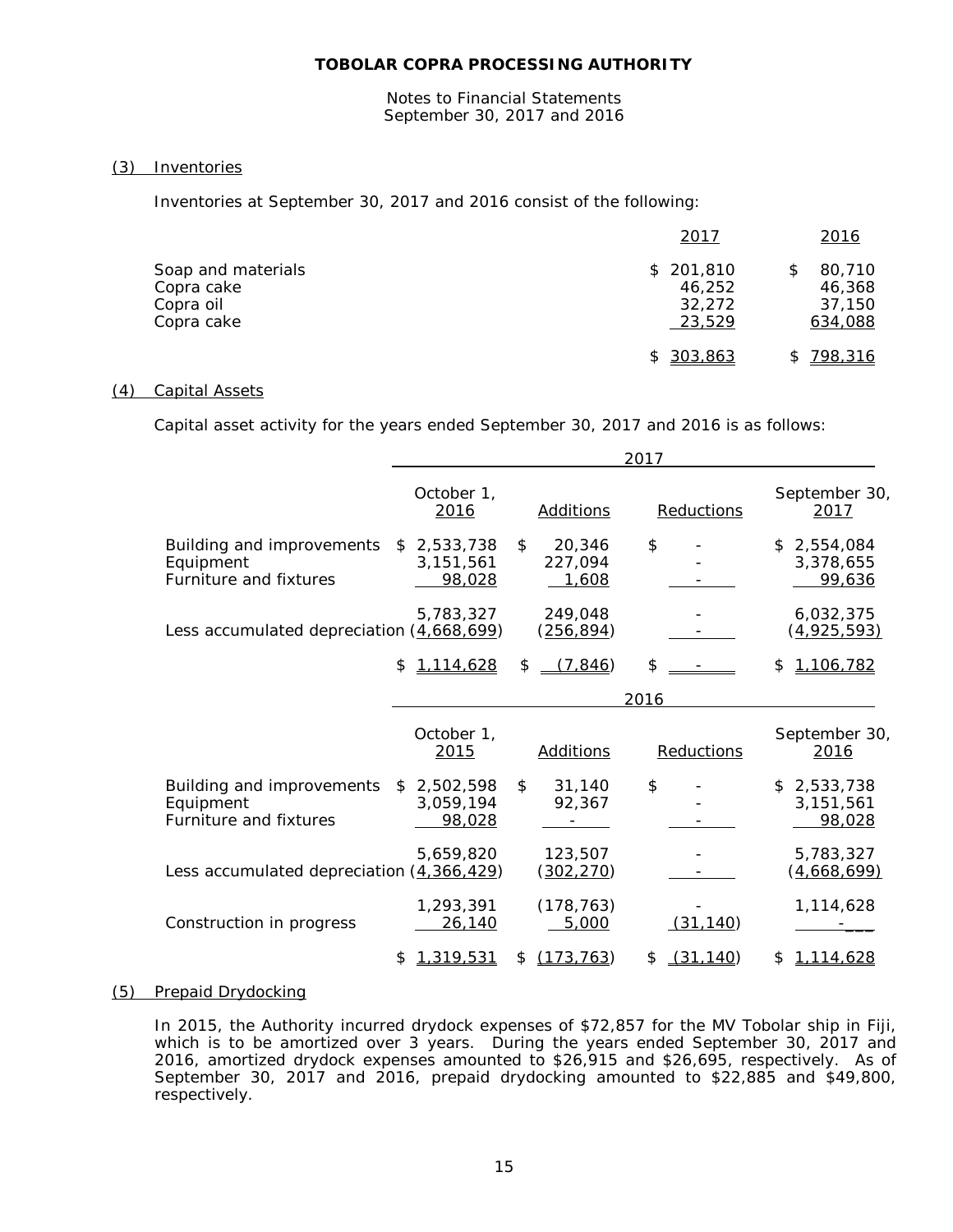**TOBOLAR COPRA PROCESSING AUTHORITY**

Notes to Financial Statements
September 30, 2017 and 2016

## (3) Inventories

Inventories at September 30, 2017 and 2016 consist of the following:

| | 2017 | 2016 |
|---|---|---|
| Soap and materials | $ 201,810 | $ 80,710 |
| Copra cake | 46,252 | 46,368 |
| Copra oil | 32,272 | 37,150 |
| Copra cake | 23,529 | 634,088 |
| | $ 303,863 | $ 798,316 |

## (4) Capital Assets

Capital asset activity for the years ended September 30, 2017 and 2016 is as follows:

| | 2017 | | | |
|---|---|---|---|---|
| | October 1, 2016 | Additions | Reductions | September 30, 2017 |
| Building and improvements | $ 2,533,738 | $ 20,346 | $ - | $ 2,554,084 |
| Equipment | 3,151,561 | 227,094 | - | 3,378,655 |
| Furniture and fixtures | 98,028 | 1,608 | - | 99,636 |
| | 5,783,327 | 249,048 | - | 6,032,375 |
| Less accumulated depreciation | (4,668,699) | (256,894) | - | (4,925,593) |
| | $ 1,114,628 | $ (7,846) | $ - | $ 1,106,782 |

| | 2016 | | | |
|---|---|---|---|---|
| | October 1, 2015 | Additions | Reductions | September 30, 2016 |
| Building and improvements | $ 2,502,598 | $ 31,140 | $ - | $ 2,533,738 |
| Equipment | 3,059,194 | 92,367 | - | 3,151,561 |
| Furniture and fixtures | 98,028 | - | - | 98,028 |
| | 5,659,820 | 123,507 | - | 5,783,327 |
| Less accumulated depreciation | (4,366,429) | (302,270) | - | (4,668,699) |
| | 1,293,391 | (178,763) | - | 1,114,628 |
| Construction in progress | 26,140 | 5,000 | (31,140) | - |
| | $ 1,319,531 | $ (173,763) | $ (31,140) | $ 1,114,628 |

## (5) Prepaid Drydocking

In 2015, the Authority incurred drydock expenses of $72,857 for the MV Tobolar ship in Fiji, which is to be amortized over 3 years. During the years ended September 30, 2017 and 2016, amortized drydock expenses amounted to $26,915 and $26,695, respectively. As of September 30, 2017 and 2016, prepaid drydocking amounted to $22,885 and $49,800, respectively.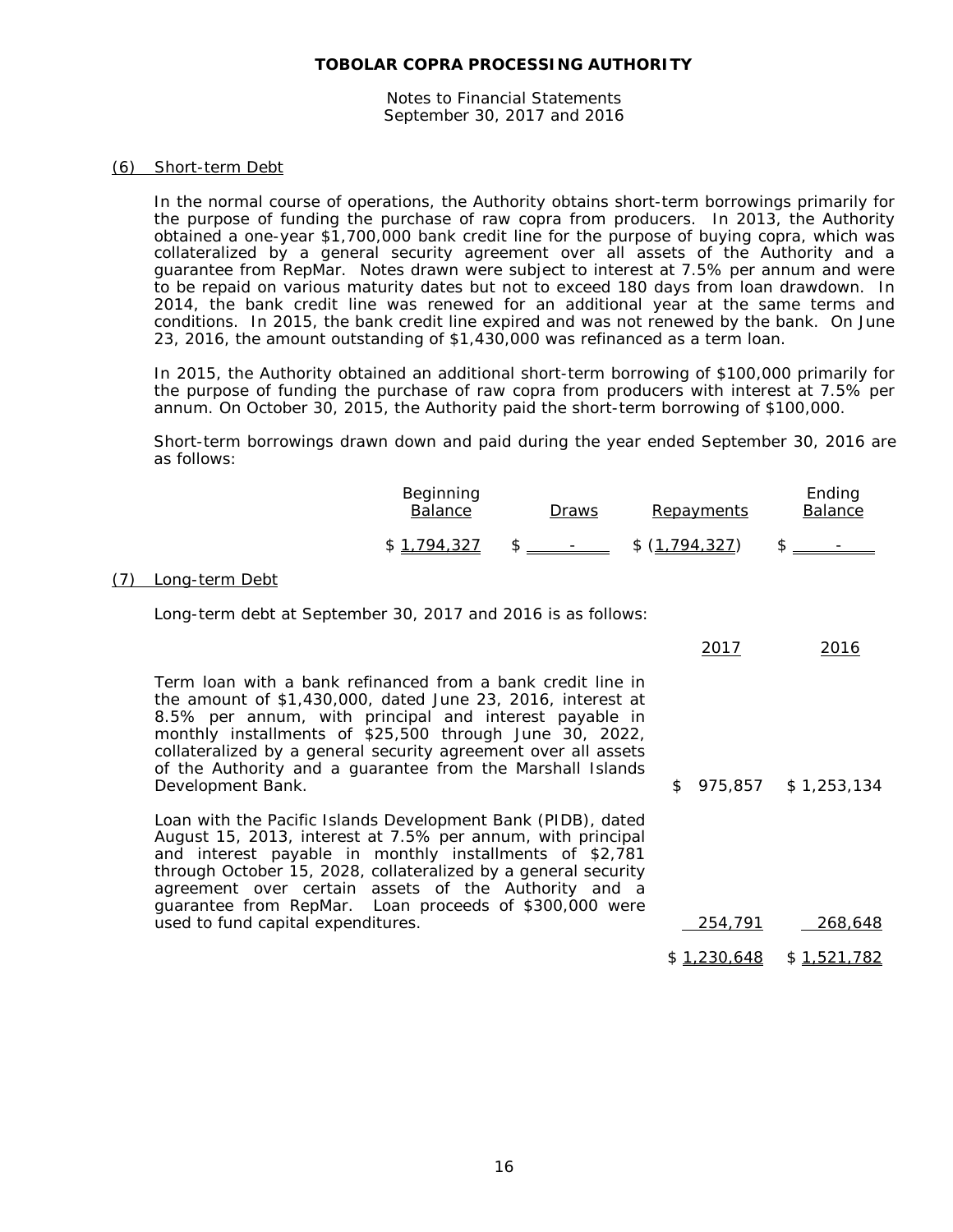## (6) Short-term Debt

In the normal course of operations, the Authority obtains short-term borrowings primarily for the purpose of funding the purchase of raw copra from producers. In 2013, the Authority obtained a one-year $1,700,000 bank credit line for the purpose of buying copra, which was collateralized by a general security agreement over all assets of the Authority and a guarantee from RepMar. Notes drawn were subject to interest at 7.5% per annum and were to be repaid on various maturity dates but not to exceed 180 days from loan drawdown. In 2014, the bank credit line was renewed for an additional year at the same terms and conditions. In 2015, the bank credit line expired and was not renewed by the bank. On June 23, 2016, the amount outstanding of $1,430,000 was refinanced as a term loan.

In 2015, the Authority obtained an additional short-term borrowing of $100,000 primarily for the purpose of funding the purchase of raw copra from producers with interest at 7.5% per annum. On October 30, 2015, the Authority paid the short-term borrowing of $100,000.

Short-term borrowings drawn down and paid during the year ended September 30, 2016 are as follows:

| Beginning Balance | Draws | Repayments | Ending Balance |
|---|---|---|---|
| $ 1,794,327 | $ - | $ (1,794,327) | $ - |

## (7) Long-term Debt

Long-term debt at September 30, 2017 and 2016 is as follows:

| | 2017 | 2016 |
|---|---|---|
| Term loan with a bank refinanced from a bank credit line in the amount of $1,430,000, dated June 23, 2016, interest at 8.5% per annum, with principal and interest payable in monthly installments of $25,500 through June 30, 2022, collateralized by a general security agreement over all assets of the Authority and a guarantee from the Marshall Islands Development Bank. | $ 975,857 | $ 1,253,134 |
| Loan with the Pacific Islands Development Bank (PIDB), dated August 15, 2013, interest at 7.5% per annum, with principal and interest payable in monthly installments of $2,781 through October 15, 2028, collateralized by a general security agreement over certain assets of the Authority and a guarantee from RepMar. Loan proceeds of $300,000 were used to fund capital expenditures. | 254,791 | 268,648 |
| | $ 1,230,648 | $ 1,521,782 |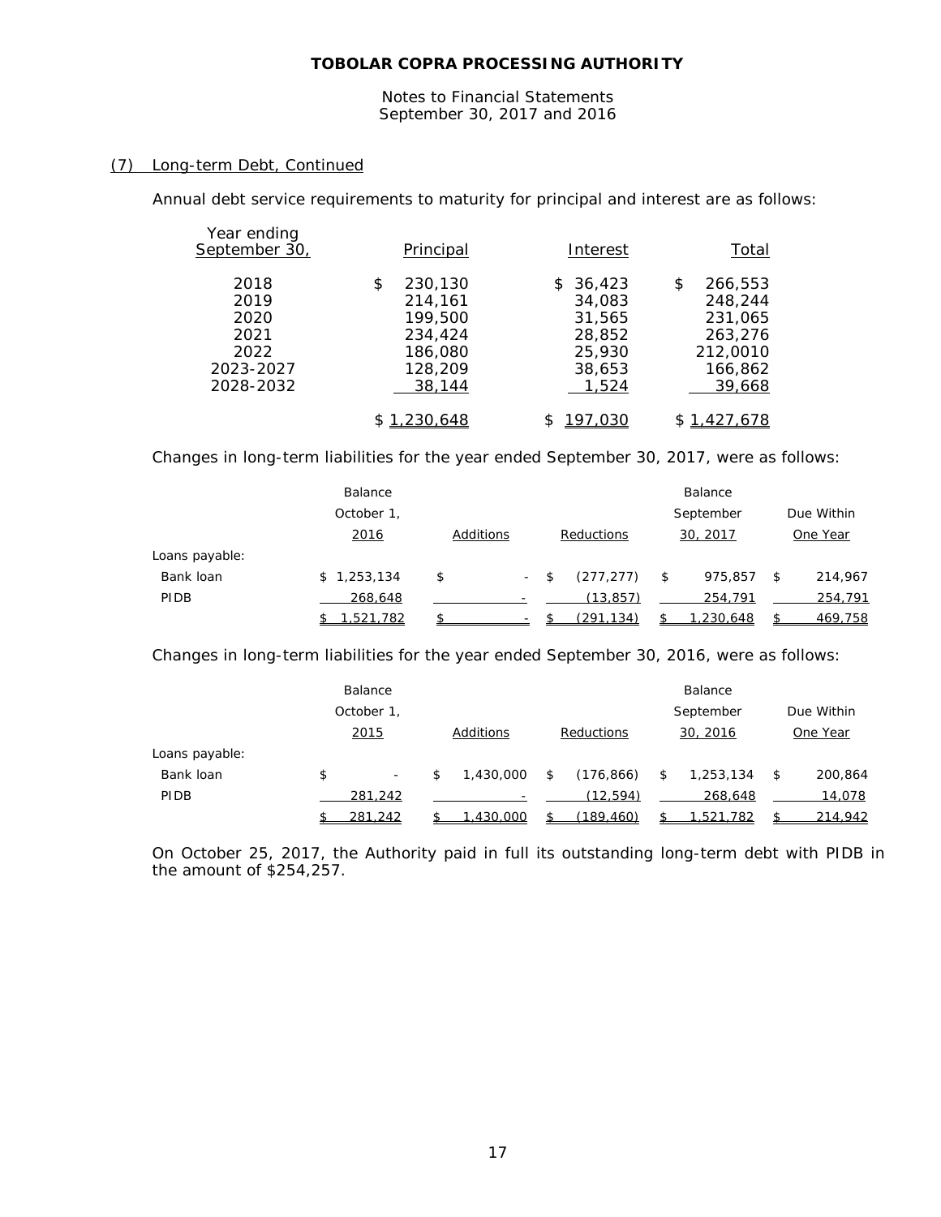# TOBOLAR COPRA PROCESSING AUTHORITY

Notes to Financial Statements
September 30, 2017 and 2016

## (7) Long-term Debt, Continued

Annual debt service requirements to maturity for principal and interest are as follows:

| Year ending September 30, | Principal | Interest | Total |
|---|---|---|---|
| 2018 | $ 230,130 | $ 36,423 | $ 266,553 |
| 2019 | 214,161 | 34,083 | 248,244 |
| 2020 | 199,500 | 31,565 | 231,065 |
| 2021 | 234,424 | 28,852 | 263,276 |
| 2022 | 186,080 | 25,930 | 212,0010 |
| 2023-2027 | 128,209 | 38,653 | 166,862 |
| 2028-2032 | 38,144 | 1,524 | 39,668 |
| | $ 1,230,648 | $ 197,030 | $ 1,427,678 |

Changes in long-term liabilities for the year ended September 30, 2017, were as follows:

| | Balance October 1, 2016 | Additions | Reductions | Balance September 30, 2017 | Due Within One Year |
|---|---|---|---|---|---|
| Loans payable: | | | | | |
| Bank loan | $ 1,253,134 | $ - | $ (277,277) | $ 975,857 | $ 214,967 |
| PIDB | 268,648 | - | (13,857) | 254,791 | 254,791 |
| | $ 1,521,782 | $ - | $ (291,134) | $ 1,230,648 | $ 469,758 |

Changes in long-term liabilities for the year ended September 30, 2016, were as follows:

| | Balance October 1, 2015 | Additions | Reductions | Balance September 30, 2016 | Due Within One Year |
|---|---|---|---|---|---|
| Loans payable: | | | | | |
| Bank loan | $ - | $ 1,430,000 | $ (176,866) | $ 1,253,134 | $ 200,864 |
| PIDB | 281,242 | - | (12,594) | 268,648 | 14,078 |
| | $ 281,242 | $ 1,430,000 | $ (189,460) | $ 1,521,782 | $ 214,942 |

On October 25, 2017, the Authority paid in full its outstanding long-term debt with PIDB in the amount of $254,257.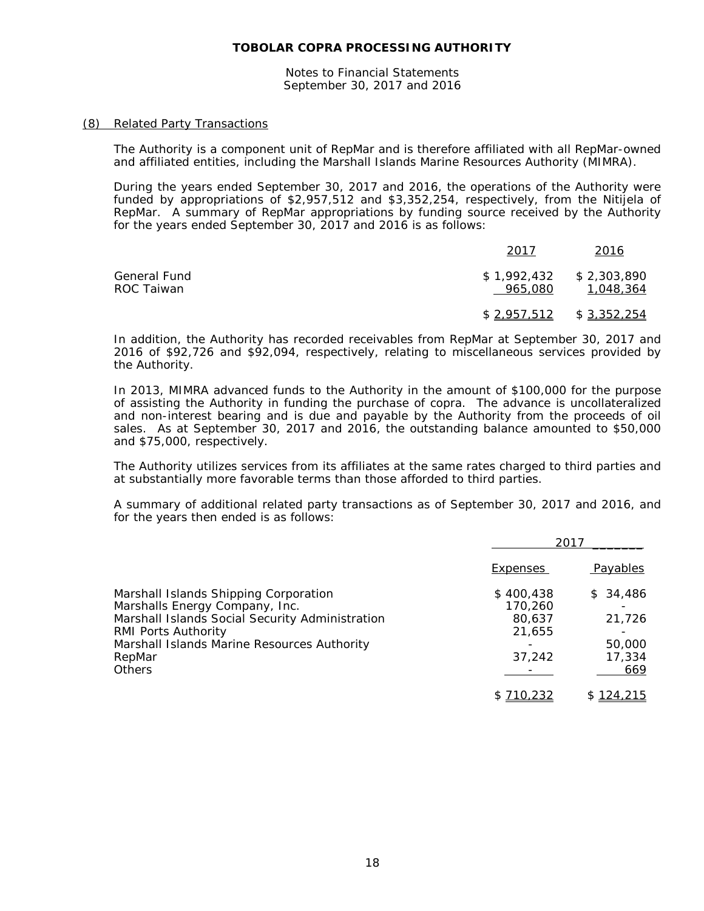## (8) Related Party Transactions

The Authority is a component unit of RepMar and is therefore affiliated with all RepMar-owned and affiliated entities, including the Marshall Islands Marine Resources Authority (MIMRA).

During the years ended September 30, 2017 and 2016, the operations of the Authority were funded by appropriations of $2,957,512 and $3,352,254, respectively, from the Nitijela of RepMar. A summary of RepMar appropriations by funding source received by the Authority for the years ended September 30, 2017 and 2016 is as follows:

| | 2017 | 2016 |
|---|---|---|
| General Fund | $ 1,992,432 | $ 2,303,890 |
| ROC Taiwan | 965,080 | 1,048,364 |
| | $ 2,957,512 | $ 3,352,254 |

In addition, the Authority has recorded receivables from RepMar at September 30, 2017 and 2016 of $92,726 and $92,094, respectively, relating to miscellaneous services provided by the Authority.

In 2013, MIMRA advanced funds to the Authority in the amount of $100,000 for the purpose of assisting the Authority in funding the purchase of copra. The advance is uncollateralized and non-interest bearing and is due and payable by the Authority from the proceeds of oil sales. As at September 30, 2017 and 2016, the outstanding balance amounted to $50,000 and $75,000, respectively.

The Authority utilizes services from its affiliates at the same rates charged to third parties and at substantially more favorable terms than those afforded to third parties.

A summary of additional related party transactions as of September 30, 2017 and 2016, and for the years then ended is as follows:

| | 2017 | |
|---|---|---|
| | Expenses | Payables |
| Marshall Islands Shipping Corporation | $ 400,438 | $ 34,486 |
| Marshalls Energy Company, Inc. | 170,260 | - |
| Marshall Islands Social Security Administration | 80,637 | 21,726 |
| RMI Ports Authority | 21,655 | - |
| Marshall Islands Marine Resources Authority | - | 50,000 |
| RepMar | 37,242 | 17,334 |
| Others | - | 669 |
| | $ 710,232 | $ 124,215 |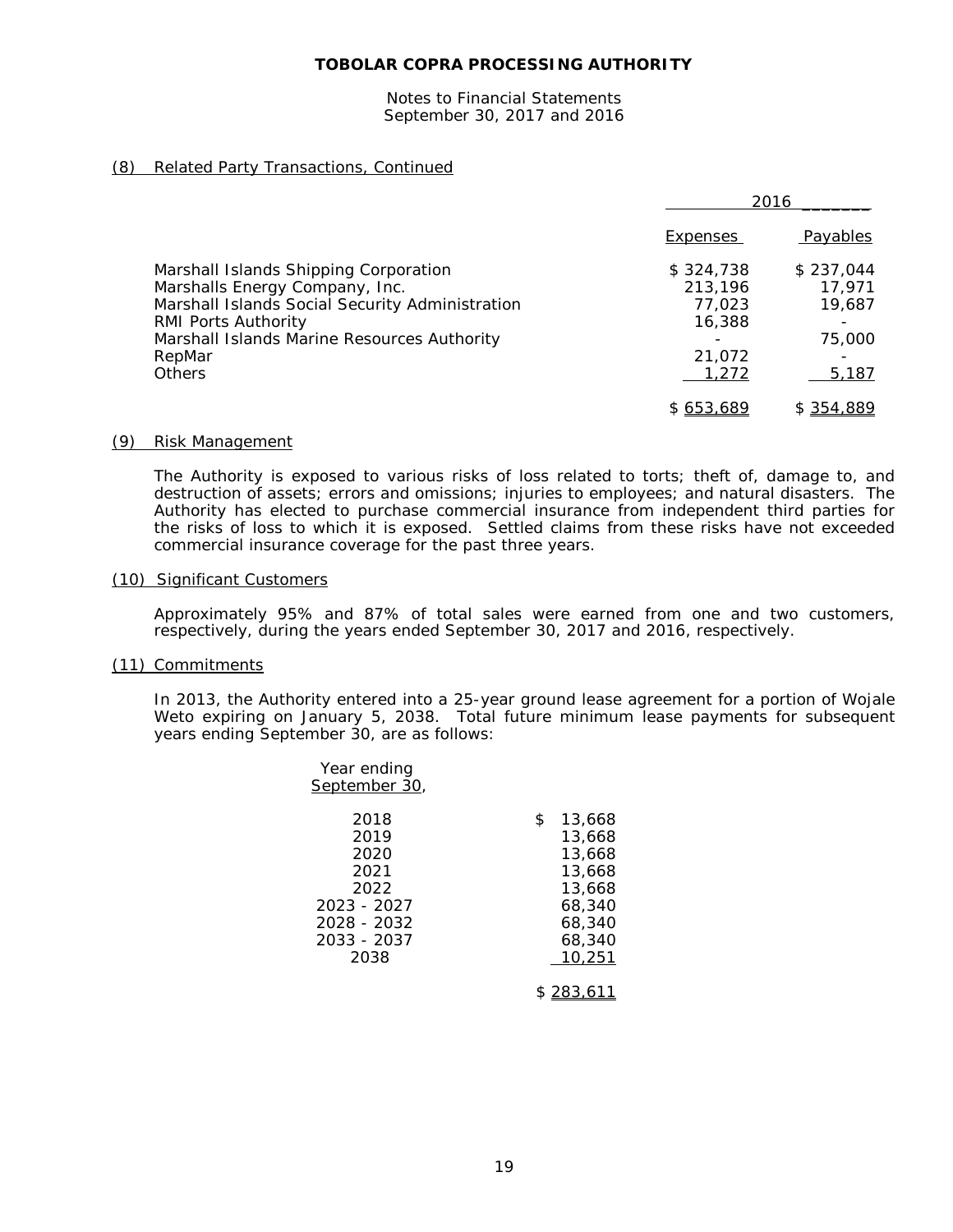## (8) Related Party Transactions, Continued

| | 2016 | |
|---|---|---|
| | Expenses | Payables |
| Marshall Islands Shipping Corporation | $ 324,738 | $ 237,044 |
| Marshalls Energy Company, Inc. | 213,196 | 17,971 |
| Marshall Islands Social Security Administration | 77,023 | 19,687 |
| RMI Ports Authority | 16,388 | - |
| Marshall Islands Marine Resources Authority | - | 75,000 |
| RepMar | 21,072 | - |
| Others | 1,272 | 5,187 |
| | $ 653,689 | $ 354,889 |

## (9) Risk Management

The Authority is exposed to various risks of loss related to torts; theft of, damage to, and destruction of assets; errors and omissions; injuries to employees; and natural disasters. The Authority has elected to purchase commercial insurance from independent third parties for the risks of loss to which it is exposed. Settled claims from these risks have not exceeded commercial insurance coverage for the past three years.

## (10) Significant Customers

Approximately 95% and 87% of total sales were earned from one and two customers, respectively, during the years ended September 30, 2017 and 2016, respectively.

## (11) Commitments

In 2013, the Authority entered into a 25-year ground lease agreement for a portion of Wojale Weto expiring on January 5, 2038. Total future minimum lease payments for subsequent years ending September 30, are as follows:

| Year ending September 30, | |
|---|---|
| 2018 | $ 13,668 |
| 2019 | 13,668 |
| 2020 | 13,668 |
| 2021 | 13,668 |
| 2022 | 13,668 |
| 2023 - 2027 | 68,340 |
| 2028 - 2032 | 68,340 |
| 2033 - 2037 | 68,340 |
| 2038 | 10,251 |
| | $ 283,611 |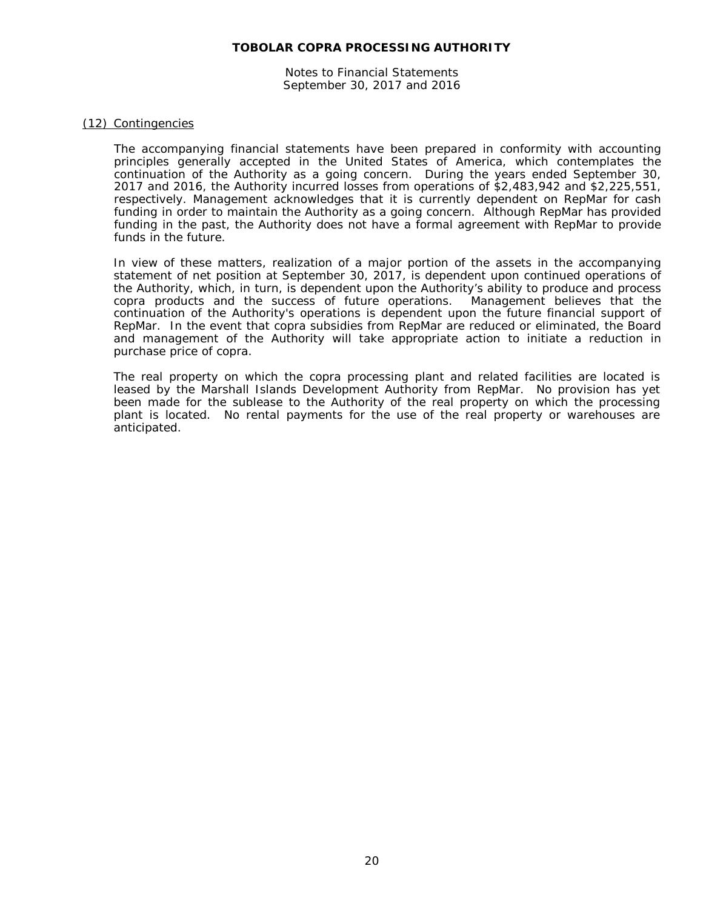## (12) Contingencies

The accompanying financial statements have been prepared in conformity with accounting principles generally accepted in the United States of America, which contemplates the continuation of the Authority as a going concern. During the years ended September 30, 2017 and 2016, the Authority incurred losses from operations of $2,483,942 and $2,225,551, respectively. Management acknowledges that it is currently dependent on RepMar for cash funding in order to maintain the Authority as a going concern. Although RepMar has provided funding in the past, the Authority does not have a formal agreement with RepMar to provide funds in the future.

In view of these matters, realization of a major portion of the assets in the accompanying statement of net position at September 30, 2017, is dependent upon continued operations of the Authority, which, in turn, is dependent upon the Authority's ability to produce and process copra products and the success of future operations. Management believes that the continuation of the Authority's operations is dependent upon the future financial support of RepMar. In the event that copra subsidies from RepMar are reduced or eliminated, the Board and management of the Authority will take appropriate action to initiate a reduction in purchase price of copra.

The real property on which the copra processing plant and related facilities are located is leased by the Marshall Islands Development Authority from RepMar. No provision has yet been made for the sublease to the Authority of the real property on which the processing plant is located. No rental payments for the use of the real property or warehouses are anticipated.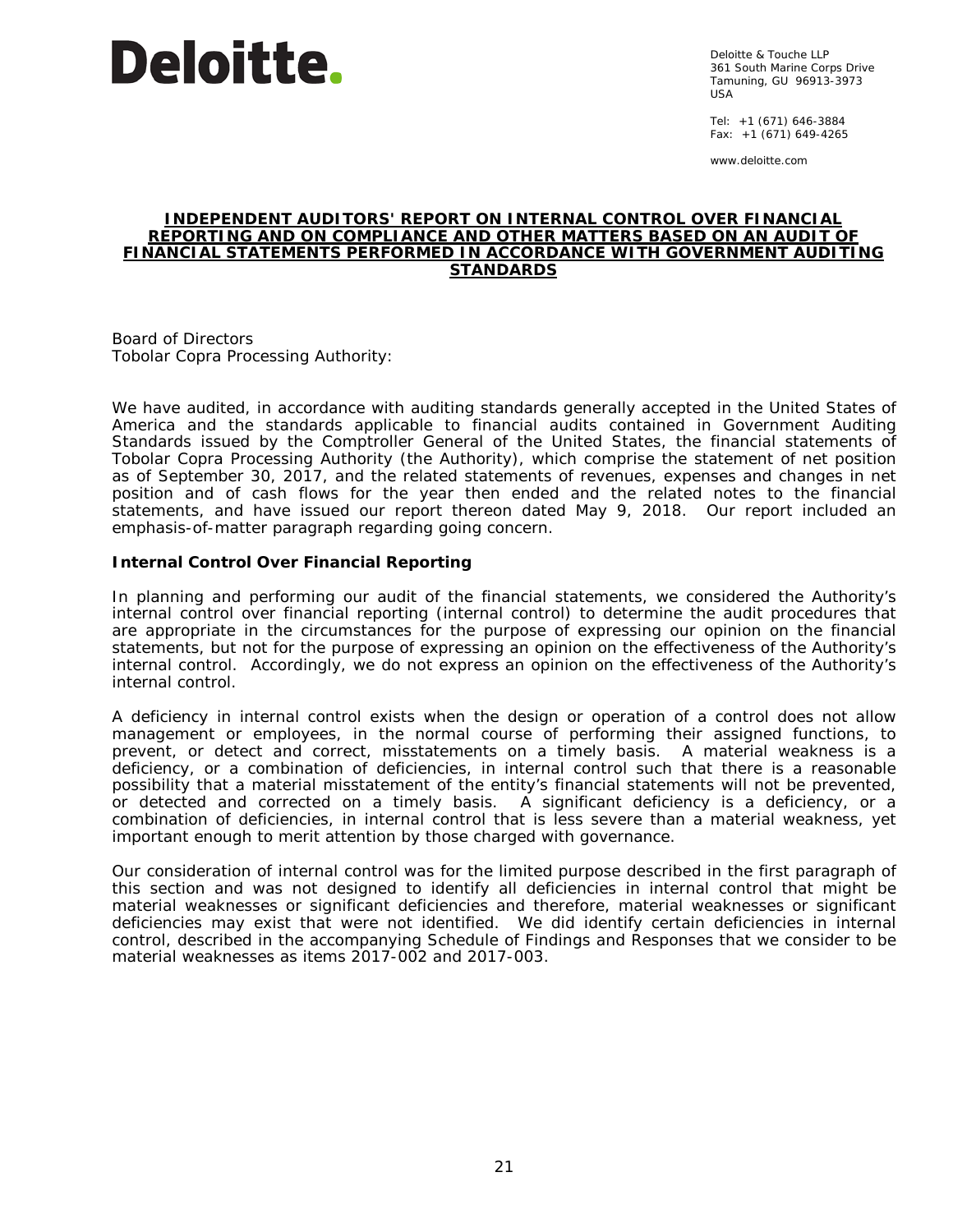Deloitte.

Deloitte & Touche LLP
361 South Marine Corps Drive
Tamuning, GU 96913-3973
USA

Tel: +1 (671) 646-3884
Fax: +1 (671) 649-4265

www.deloitte.com

# INDEPENDENT AUDITORS' REPORT ON INTERNAL CONTROL OVER FINANCIAL REPORTING AND ON COMPLIANCE AND OTHER MATTERS BASED ON AN AUDIT OF FINANCIAL STATEMENTS PERFORMED IN ACCORDANCE WITH GOVERNMENT AUDITING STANDARDS

Board of Directors
Tobolar Copra Processing Authority:

We have audited, in accordance with auditing standards generally accepted in the United States of America and the standards applicable to financial audits contained in Government Auditing Standards issued by the Comptroller General of the United States, the financial statements of Tobolar Copra Processing Authority (the Authority), which comprise the statement of net position as of September 30, 2017, and the related statements of revenues, expenses and changes in net position and of cash flows for the year then ended and the related notes to the financial statements, and have issued our report thereon dated May 9, 2018. Our report included an emphasis-of-matter paragraph regarding going concern.

## Internal Control Over Financial Reporting

In planning and performing our audit of the financial statements, we considered the Authority's internal control over financial reporting (internal control) to determine the audit procedures that are appropriate in the circumstances for the purpose of expressing our opinion on the financial statements, but not for the purpose of expressing an opinion on the effectiveness of the Authority's internal control. Accordingly, we do not express an opinion on the effectiveness of the Authority's internal control.

A deficiency in internal control exists when the design or operation of a control does not allow management or employees, in the normal course of performing their assigned functions, to prevent, or detect and correct, misstatements on a timely basis. A material weakness is a deficiency, or a combination of deficiencies, in internal control such that there is a reasonable possibility that a material misstatement of the entity's financial statements will not be prevented, or detected and corrected on a timely basis. A significant deficiency is a deficiency, or a combination of deficiencies, in internal control that is less severe than a material weakness, yet important enough to merit attention by those charged with governance.

Our consideration of internal control was for the limited purpose described in the first paragraph of this section and was not designed to identify all deficiencies in internal control that might be material weaknesses or significant deficiencies and therefore, material weaknesses or significant deficiencies may exist that were not identified. We did identify certain deficiencies in internal control, described in the accompanying Schedule of Findings and Responses that we consider to be material weaknesses as items 2017-002 and 2017-003.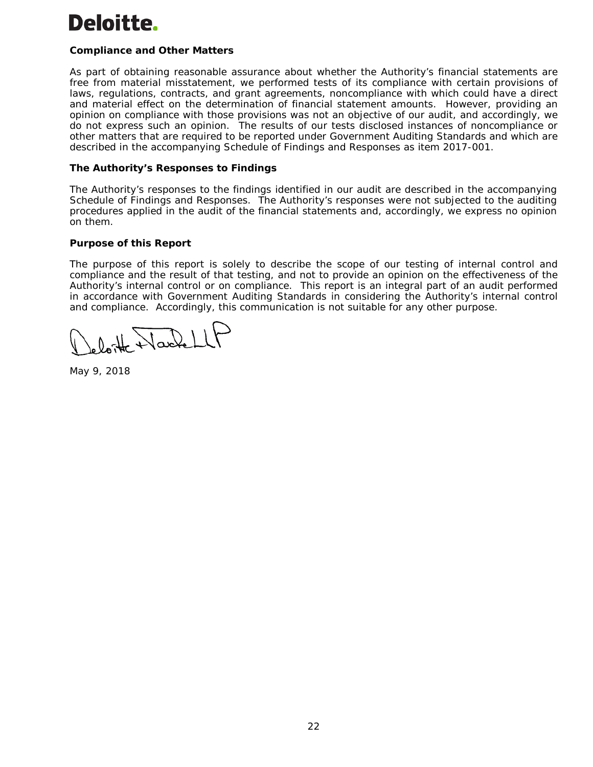Deloitte.

**Compliance and Other Matters**

As part of obtaining reasonable assurance about whether the Authority's financial statements are free from material misstatement, we performed tests of its compliance with certain provisions of laws, regulations, contracts, and grant agreements, noncompliance with which could have a direct and material effect on the determination of financial statement amounts. However, providing an opinion on compliance with those provisions was not an objective of our audit, and accordingly, we do not express such an opinion. The results of our tests disclosed instances of noncompliance or other matters that are required to be reported under Government Auditing Standards and which are described in the accompanying Schedule of Findings and Responses as item 2017-001.

**The Authority's Responses to Findings**

The Authority's responses to the findings identified in our audit are described in the accompanying Schedule of Findings and Responses. The Authority's responses were not subjected to the auditing procedures applied in the audit of the financial statements and, accordingly, we express no opinion on them.

**Purpose of this Report**

The purpose of this report is solely to describe the scope of our testing of internal control and compliance and the result of that testing, and not to provide an opinion on the effectiveness of the Authority's internal control or on compliance. This report is an integral part of an audit performed in accordance with Government Auditing Standards in considering the Authority's internal control and compliance. Accordingly, this communication is not suitable for any other purpose.

Deloitte & Touche LLP

May 9, 2018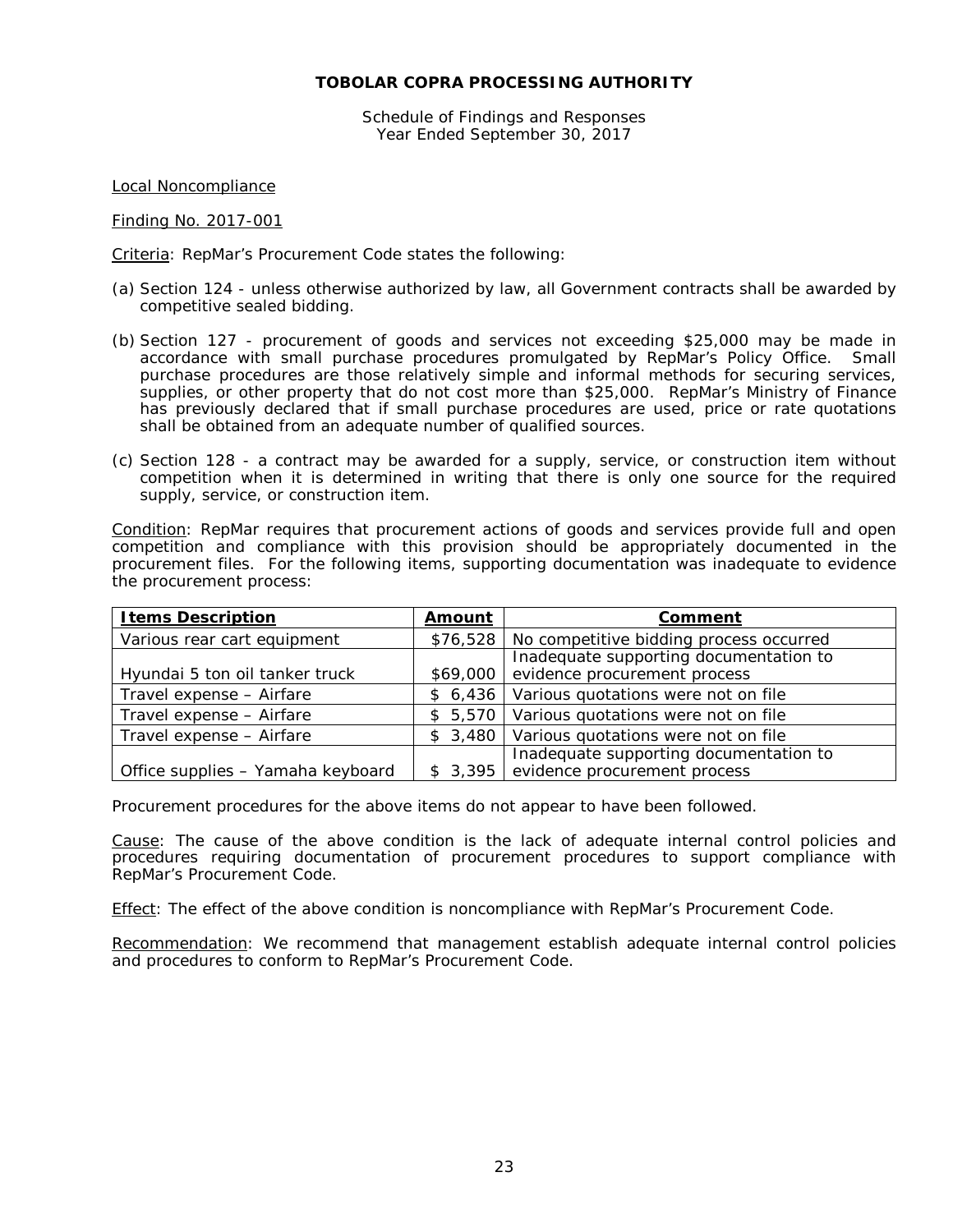# TOBOLAR COPRA PROCESSING AUTHORITY

Schedule of Findings and Responses
Year Ended September 30, 2017

Local Noncompliance

Finding No. 2017-001

Criteria: RepMar's Procurement Code states the following:

(a) Section 124 - unless otherwise authorized by law, all Government contracts shall be awarded by competitive sealed bidding.

(b) Section 127 - procurement of goods and services not exceeding $25,000 may be made in accordance with small purchase procedures promulgated by RepMar's Policy Office. Small purchase procedures are those relatively simple and informal methods for securing services, supplies, or other property that do not cost more than $25,000. RepMar's Ministry of Finance has previously declared that if small purchase procedures are used, price or rate quotations shall be obtained from an adequate number of qualified sources.

(c) Section 128 - a contract may be awarded for a supply, service, or construction item without competition when it is determined in writing that there is only one source for the required supply, service, or construction item.

Condition: RepMar requires that procurement actions of goods and services provide full and open competition and compliance with this provision should be appropriately documented in the procurement files. For the following items, supporting documentation was inadequate to evidence the procurement process:

| Items Description | Amount | Comment |
|---|---|---|
| Various rear cart equipment | $76,528 | No competitive bidding process occurred |
| Hyundai 5 ton oil tanker truck | $69,000 | Inadequate supporting documentation to evidence procurement process |
| Travel expense – Airfare | $ 6,436 | Various quotations were not on file |
| Travel expense – Airfare | $ 5,570 | Various quotations were not on file |
| Travel expense – Airfare | $ 3,480 | Various quotations were not on file |
| Office supplies – Yamaha keyboard | $ 3,395 | Inadequate supporting documentation to evidence procurement process |

Procurement procedures for the above items do not appear to have been followed.

Cause: The cause of the above condition is the lack of adequate internal control policies and procedures requiring documentation of procurement procedures to support compliance with RepMar's Procurement Code.

Effect: The effect of the above condition is noncompliance with RepMar's Procurement Code.

Recommendation: We recommend that management establish adequate internal control policies and procedures to conform to RepMar's Procurement Code.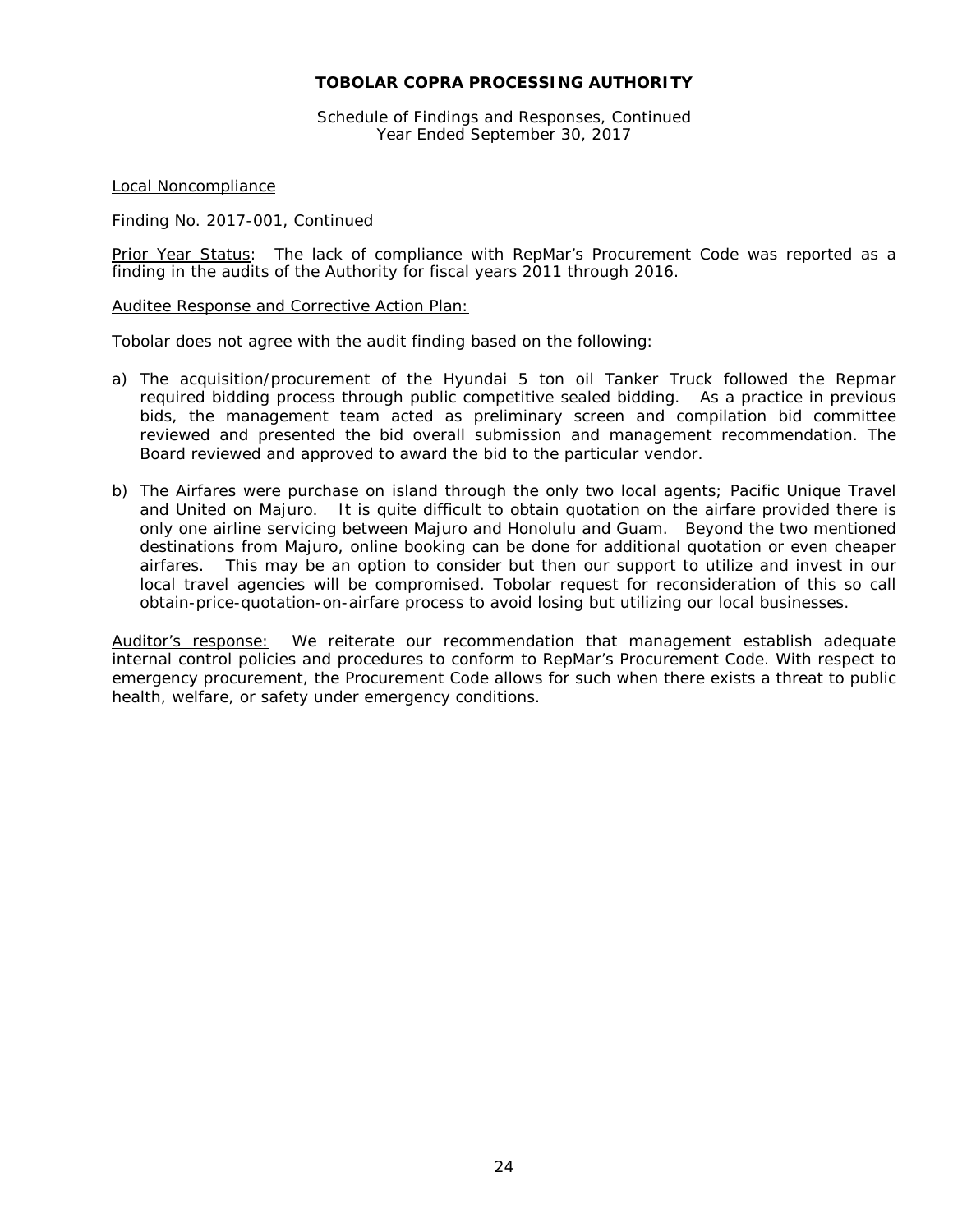**TOBOLAR COPRA PROCESSING AUTHORITY**

Schedule of Findings and Responses, Continued
Year Ended September 30, 2017

Local Noncompliance

Finding No. 2017-001, Continued

Prior Year Status: The lack of compliance with RepMar's Procurement Code was reported as a finding in the audits of the Authority for fiscal years 2011 through 2016.

Auditee Response and Corrective Action Plan:

Tobolar does not agree with the audit finding based on the following:

a) The acquisition/procurement of the Hyundai 5 ton oil Tanker Truck followed the Repmar required bidding process through public competitive sealed bidding. As a practice in previous bids, the management team acted as preliminary screen and compilation bid committee reviewed and presented the bid overall submission and management recommendation. The Board reviewed and approved to award the bid to the particular vendor.

b) The Airfares were purchase on island through the only two local agents; Pacific Unique Travel and United on Majuro. It is quite difficult to obtain quotation on the airfare provided there is only one airline servicing between Majuro and Honolulu and Guam. Beyond the two mentioned destinations from Majuro, online booking can be done for additional quotation or even cheaper airfares. This may be an option to consider but then our support to utilize and invest in our local travel agencies will be compromised. Tobolar request for reconsideration of this so call obtain-price-quotation-on-airfare process to avoid losing but utilizing our local businesses.

Auditor's response: We reiterate our recommendation that management establish adequate internal control policies and procedures to conform to RepMar's Procurement Code. With respect to emergency procurement, the Procurement Code allows for such when there exists a threat to public health, welfare, or safety under emergency conditions.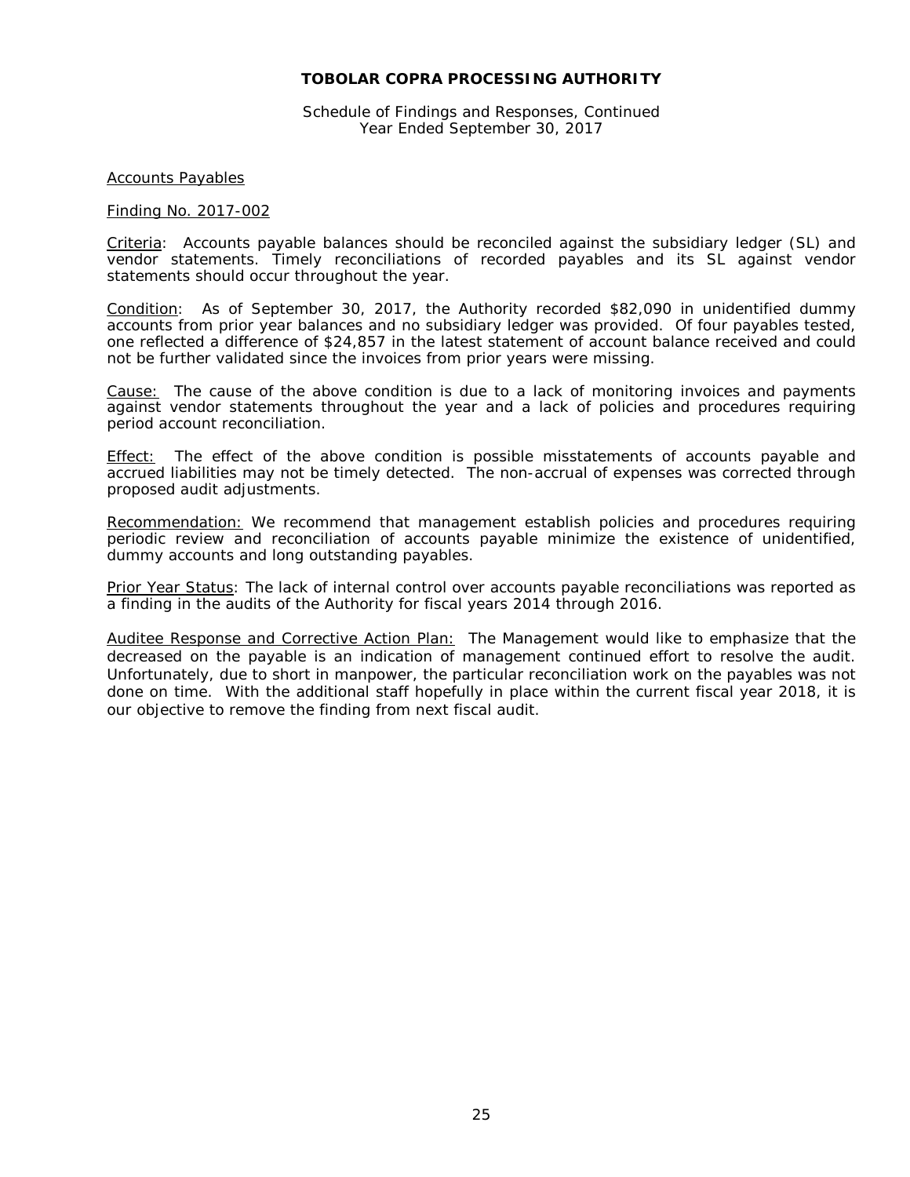# TOBOLAR COPRA PROCESSING AUTHORITY

Schedule of Findings and Responses, Continued
Year Ended September 30, 2017

Accounts Payables

Finding No. 2017-002

Criteria: Accounts payable balances should be reconciled against the subsidiary ledger (SL) and vendor statements. Timely reconciliations of recorded payables and its SL against vendor statements should occur throughout the year.

Condition: As of September 30, 2017, the Authority recorded $82,090 in unidentified dummy accounts from prior year balances and no subsidiary ledger was provided. Of four payables tested, one reflected a difference of $24,857 in the latest statement of account balance received and could not be further validated since the invoices from prior years were missing.

Cause: The cause of the above condition is due to a lack of monitoring invoices and payments against vendor statements throughout the year and a lack of policies and procedures requiring period account reconciliation.

Effect: The effect of the above condition is possible misstatements of accounts payable and accrued liabilities may not be timely detected. The non-accrual of expenses was corrected through proposed audit adjustments.

Recommendation: We recommend that management establish policies and procedures requiring periodic review and reconciliation of accounts payable minimize the existence of unidentified, dummy accounts and long outstanding payables.

Prior Year Status: The lack of internal control over accounts payable reconciliations was reported as a finding in the audits of the Authority for fiscal years 2014 through 2016.

Auditee Response and Corrective Action Plan: The Management would like to emphasize that the decreased on the payable is an indication of management continued effort to resolve the audit. Unfortunately, due to short in manpower, the particular reconciliation work on the payables was not done on time. With the additional staff hopefully in place within the current fiscal year 2018, it is our objective to remove the finding from next fiscal audit.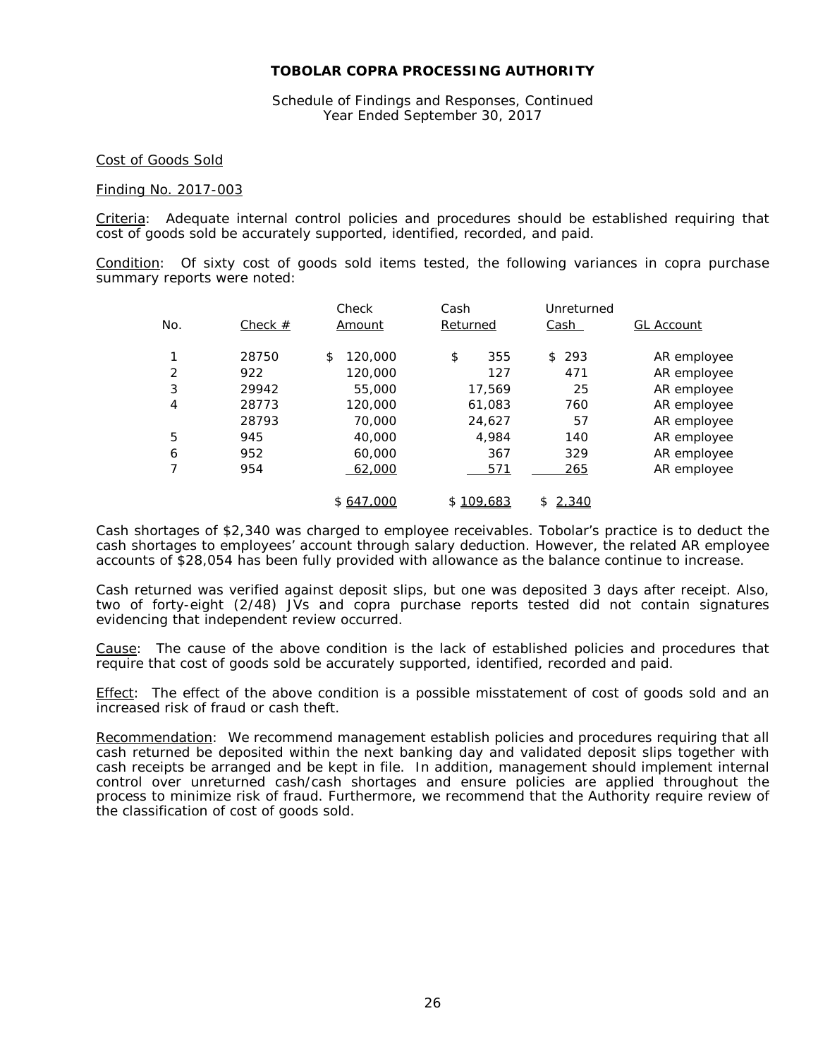**TOBOLAR COPRA PROCESSING AUTHORITY**

Schedule of Findings and Responses, Continued
Year Ended September 30, 2017

Cost of Goods Sold

Finding No. 2017-003

Criteria: Adequate internal control policies and procedures should be established requiring that cost of goods sold be accurately supported, identified, recorded, and paid.

Condition: Of sixty cost of goods sold items tested, the following variances in copra purchase summary reports were noted:

| No. | Check # | Check Amount | Cash Returned | Unreturned Cash | GL Account |
|---|---|---|---|---|---|
| 1 | 28750 | $ 120,000 | $ 355 | $ 293 | AR employee |
| 2 | 922 | 120,000 | 127 | 471 | AR employee |
| 3 | 29942 | 55,000 | 17,569 | 25 | AR employee |
| 4 | 28773 | 120,000 | 61,083 | 760 | AR employee |
| | 28793 | 70,000 | 24,627 | 57 | AR employee |
| 5 | 945 | 40,000 | 4,984 | 140 | AR employee |
| 6 | 952 | 60,000 | 367 | 329 | AR employee |
| 7 | 954 | 62,000 | 571 | 265 | AR employee |
| | | $ 647,000 | $ 109,683 | $ 2,340 | |

Cash shortages of $2,340 was charged to employee receivables. Tobolar's practice is to deduct the cash shortages to employees' account through salary deduction. However, the related AR employee accounts of $28,054 has been fully provided with allowance as the balance continue to increase.

Cash returned was verified against deposit slips, but one was deposited 3 days after receipt. Also, two of forty-eight (2/48) JVs and copra purchase reports tested did not contain signatures evidencing that independent review occurred.

Cause: The cause of the above condition is the lack of established policies and procedures that require that cost of goods sold be accurately supported, identified, recorded and paid.

Effect: The effect of the above condition is a possible misstatement of cost of goods sold and an increased risk of fraud or cash theft.

Recommendation: We recommend management establish policies and procedures requiring that all cash returned be deposited within the next banking day and validated deposit slips together with cash receipts be arranged and be kept in file. In addition, management should implement internal control over unreturned cash/cash shortages and ensure policies are applied throughout the process to minimize risk of fraud. Furthermore, we recommend that the Authority require review of the classification of cost of goods sold.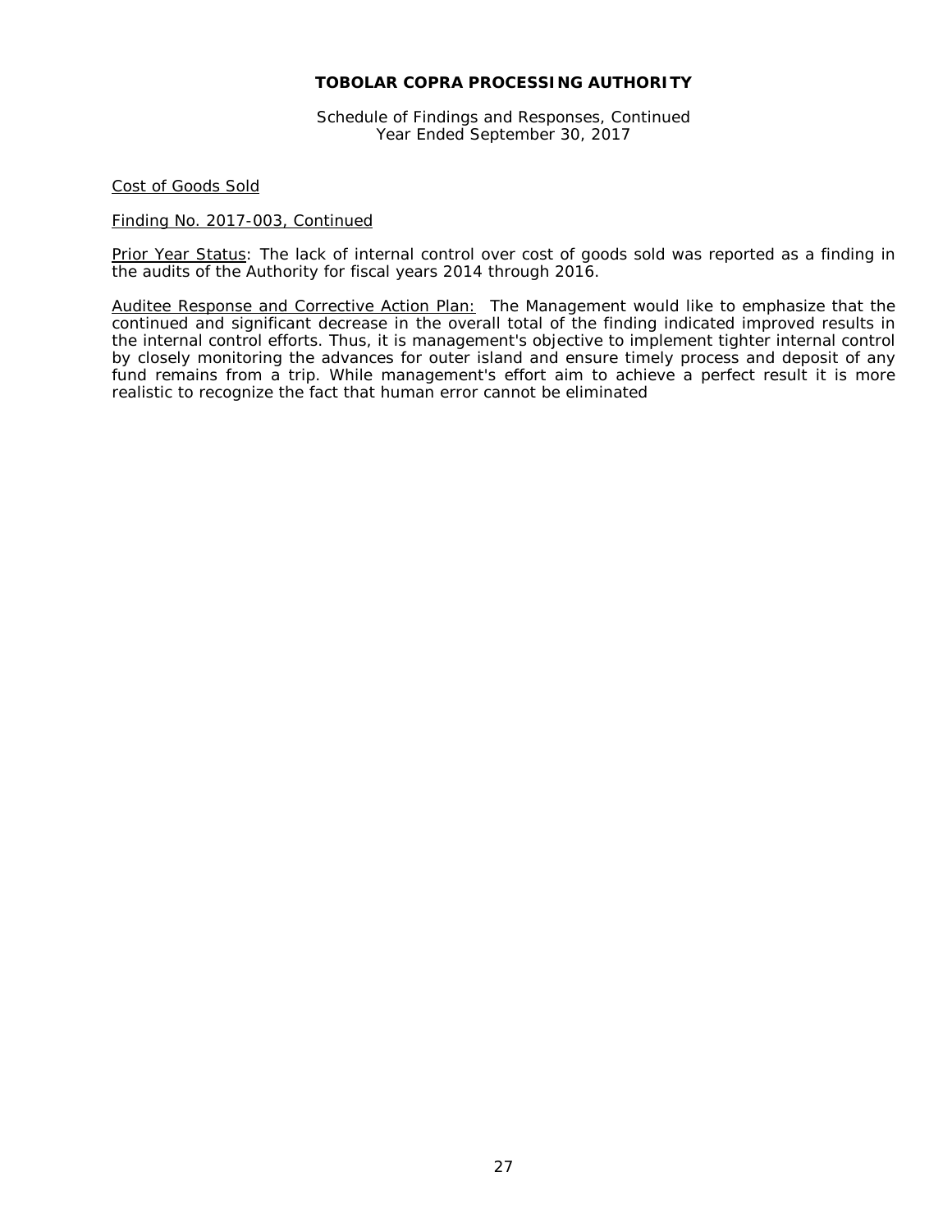**TOBOLAR COPRA PROCESSING AUTHORITY**

Schedule of Findings and Responses, Continued
Year Ended September 30, 2017

Cost of Goods Sold

Finding No. 2017-003, Continued

Prior Year Status: The lack of internal control over cost of goods sold was reported as a finding in the audits of the Authority for fiscal years 2014 through 2016.

Auditee Response and Corrective Action Plan: The Management would like to emphasize that the continued and significant decrease in the overall total of the finding indicated improved results in the internal control efforts. Thus, it is management's objective to implement tighter internal control by closely monitoring the advances for outer island and ensure timely process and deposit of any fund remains from a trip. While management's effort aim to achieve a perfect result it is more realistic to recognize the fact that human error cannot be eliminated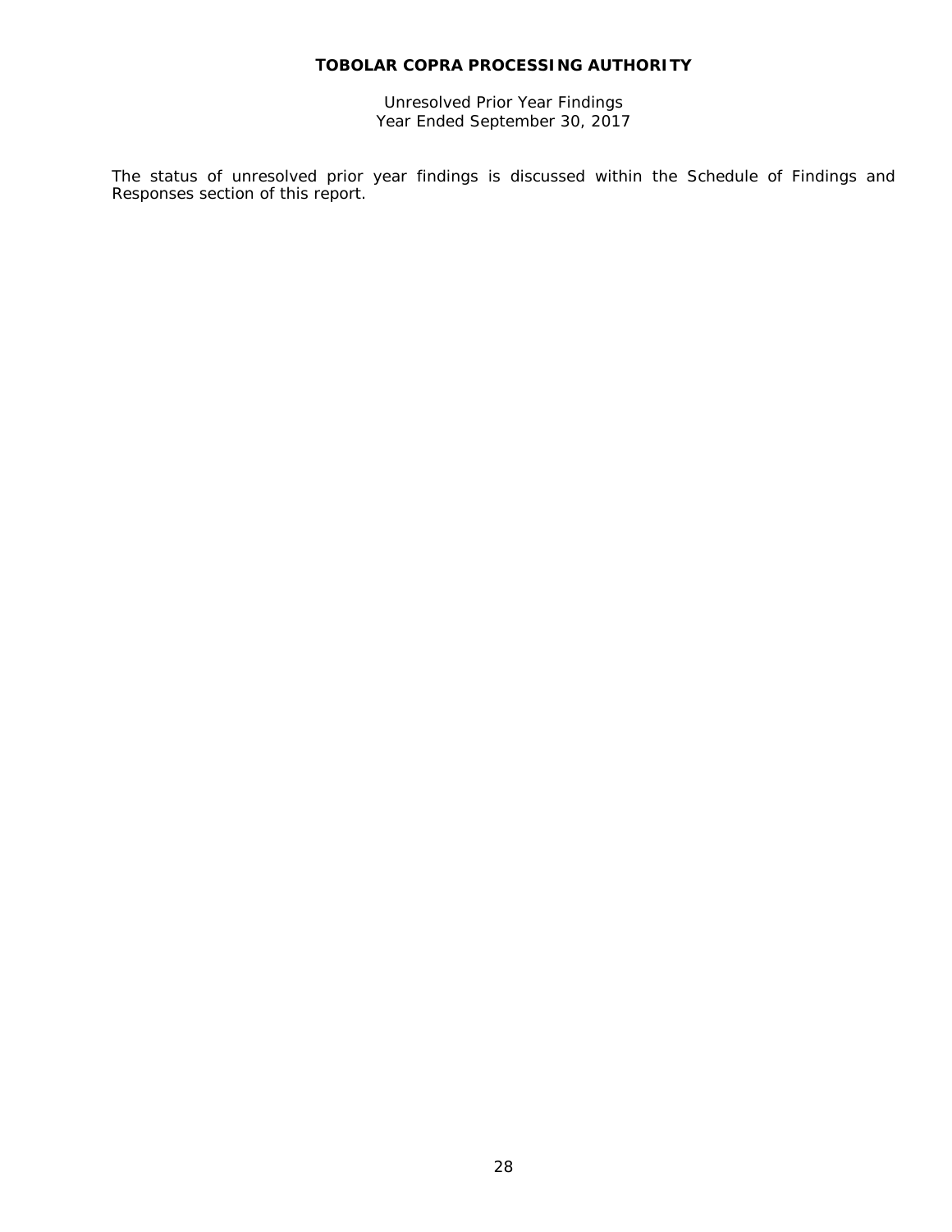# TOBOLAR COPRA PROCESSING AUTHORITY

Unresolved Prior Year Findings
Year Ended September 30, 2017

The status of unresolved prior year findings is discussed within the Schedule of Findings and Responses section of this report.